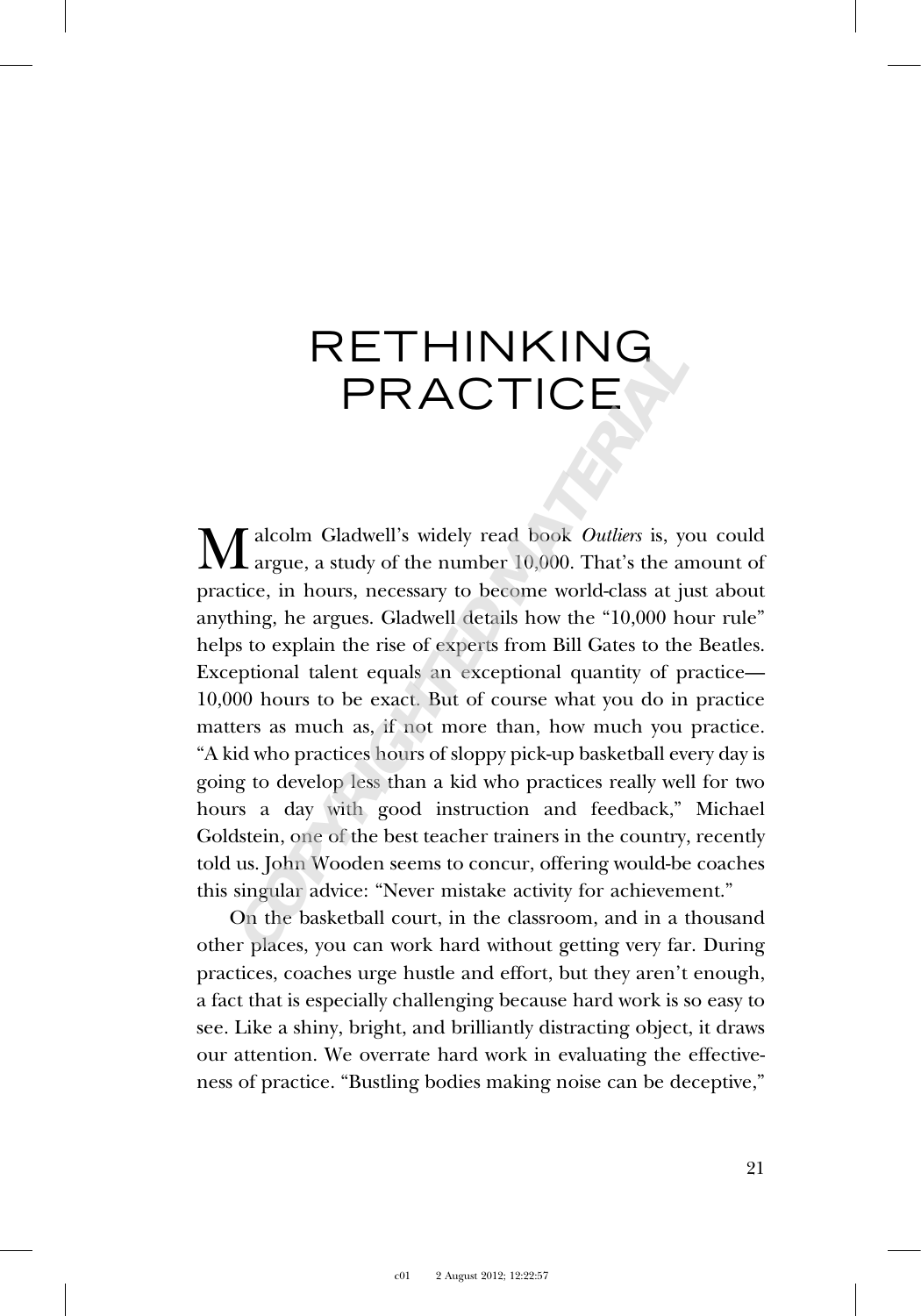# RETHINKING PRACTICE

Malcolm Gladwell's widely read book *Outliers* is, you could argue, a study of the number 10,000. That's the amount of practice, in hours, necessary to become world-class at just about anything, he argues. Gladwell details how the "10,000 hour rule" helps to explain the rise of experts from Bill Gates to the Beatles. Exceptional talent equals an exceptional quantity of practice—10,000 hours to be exact. But of course what you do in practice matters as much as, if not more than, how much you practice. "A kid who practices hours of sloppy pick-up basketball every day is going to develop less than a kid who practices really well for two hours a day with good instruction and feedback," Michael Goldstein, one of the best teacher trainers in the country, recently told us. John Wooden seems to concur, offering would-be coaches this singular advice: "Never mistake activity for achievement."

On the basketball court, in the classroom, and in a thousand other places, you can work hard without getting very far. During practices, coaches urge hustle and effort, but they aren't enough, a fact that is especially challenging because hard work is so easy to see. Like a shiny, bright, and brilliantly distracting object, it draws our attention. We overrate hard work in evaluating the effectiveness of practice. "Bustling bodies making noise can be deceptive,"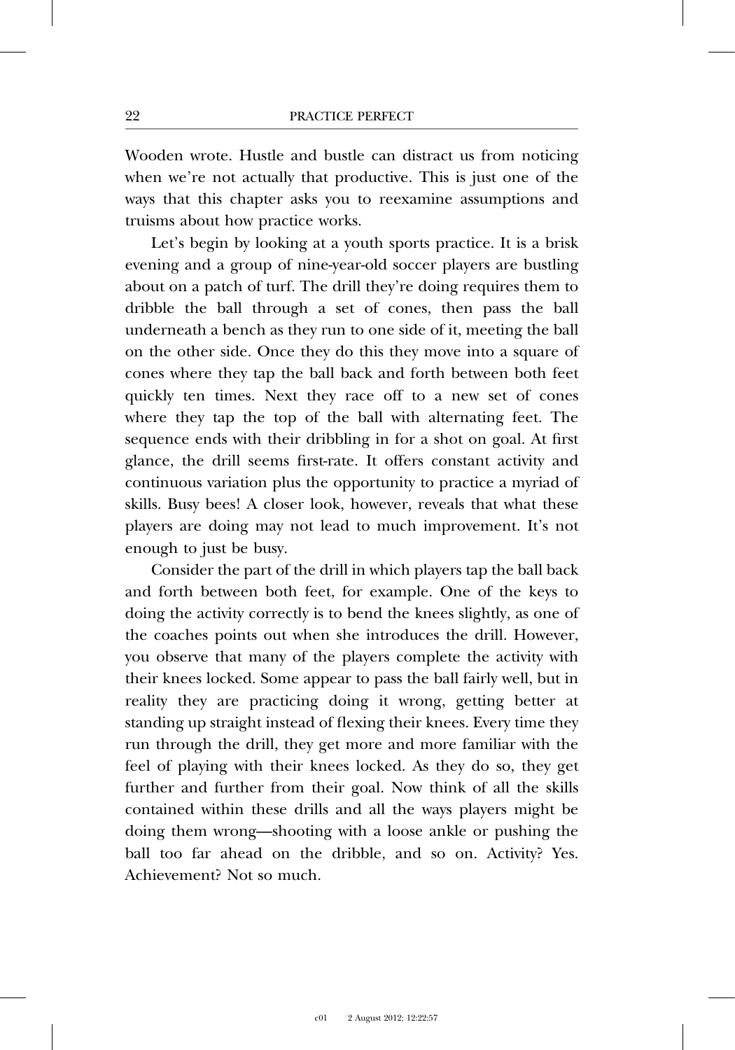Wooden wrote. Hustle and bustle can distract us from noticing when we're not actually that productive. This is just one of the ways that this chapter asks you to reexamine assumptions and truisms about how practice works.

Let's begin by looking at a youth sports practice. It is a brisk evening and a group of nine-year-old soccer players are bustling about on a patch of turf. The drill they're doing requires them to dribble the ball through a set of cones, then pass the ball underneath a bench as they run to one side of it, meeting the ball on the other side. Once they do this they move into a square of cones where they tap the ball back and forth between both feet quickly ten times. Next they race off to a new set of cones where they tap the top of the ball with alternating feet. The sequence ends with their dribbling in for a shot on goal. At first glance, the drill seems first-rate. It offers constant activity and continuous variation plus the opportunity to practice a myriad of skills. Busy bees! A closer look, however, reveals that what these players are doing may not lead to much improvement. It's not enough to just be busy.

Consider the part of the drill in which players tap the ball back and forth between both feet, for example. One of the keys to doing the activity correctly is to bend the knees slightly, as one of the coaches points out when she introduces the drill. However, you observe that many of the players complete the activity with their knees locked. Some appear to pass the ball fairly well, but in reality they are practicing doing it wrong, getting better at standing up straight instead of flexing their knees. Every time they run through the drill, they get more and more familiar with the feel of playing with their knees locked. As they do so, they get further and further from their goal. Now think of all the skills contained within these drills and all the ways players might be doing them wrong—shooting with a loose ankle or pushing the ball too far ahead on the dribble, and so on. Activity? Yes. Achievement? Not so much.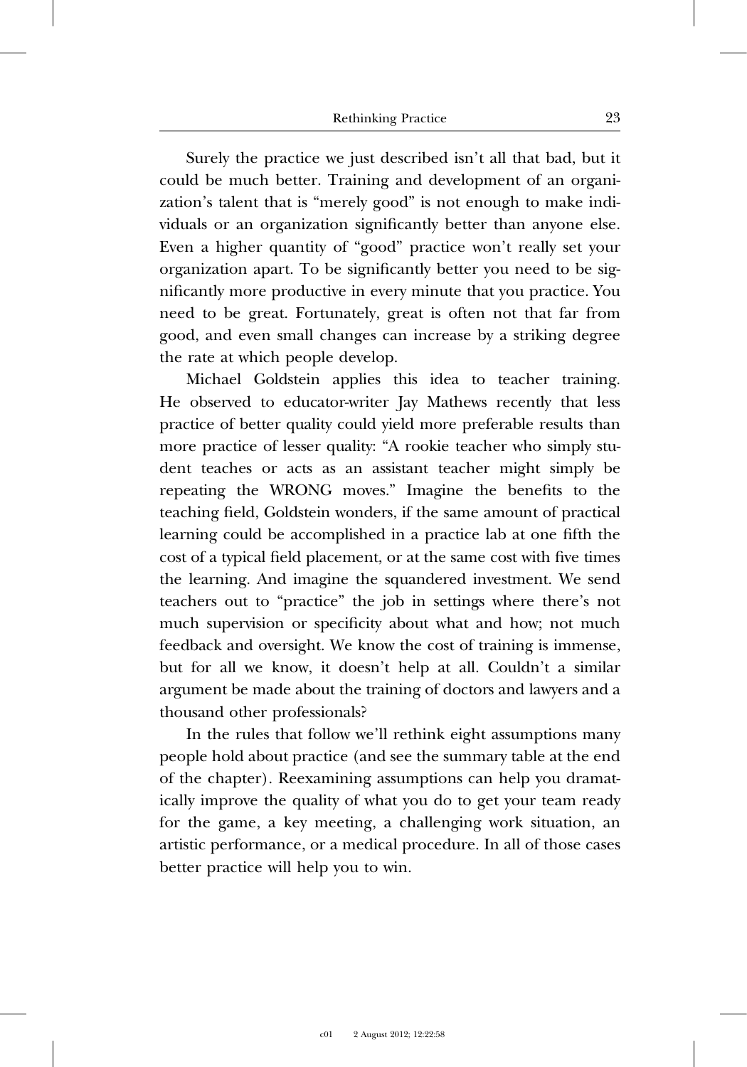Surely the practice we just described isn't all that bad, but it could be much better. Training and development of an organization's talent that is "merely good" is not enough to make individuals or an organization significantly better than anyone else. Even a higher quantity of "good" practice won't really set your organization apart. To be significantly better you need to be significantly more productive in every minute that you practice. You need to be great. Fortunately, great is often not that far from good, and even small changes can increase by a striking degree the rate at which people develop.

Michael Goldstein applies this idea to teacher training. He observed to educator-writer Jay Mathews recently that less practice of better quality could yield more preferable results than more practice of lesser quality: "A rookie teacher who simply student teaches or acts as an assistant teacher might simply be repeating the WRONG moves." Imagine the benefits to the teaching field, Goldstein wonders, if the same amount of practical learning could be accomplished in a practice lab at one fifth the cost of a typical field placement, or at the same cost with five times the learning. And imagine the squandered investment. We send teachers out to "practice" the job in settings where there's not much supervision or specificity about what and how; not much feedback and oversight. We know the cost of training is immense, but for all we know, it doesn't help at all. Couldn't a similar argument be made about the training of doctors and lawyers and a thousand other professionals?

In the rules that follow we'll rethink eight assumptions many people hold about practice (and see the summary table at the end of the chapter). Reexamining assumptions can help you dramatically improve the quality of what you do to get your team ready for the game, a key meeting, a challenging work situation, an artistic performance, or a medical procedure. In all of those cases better practice will help you to win.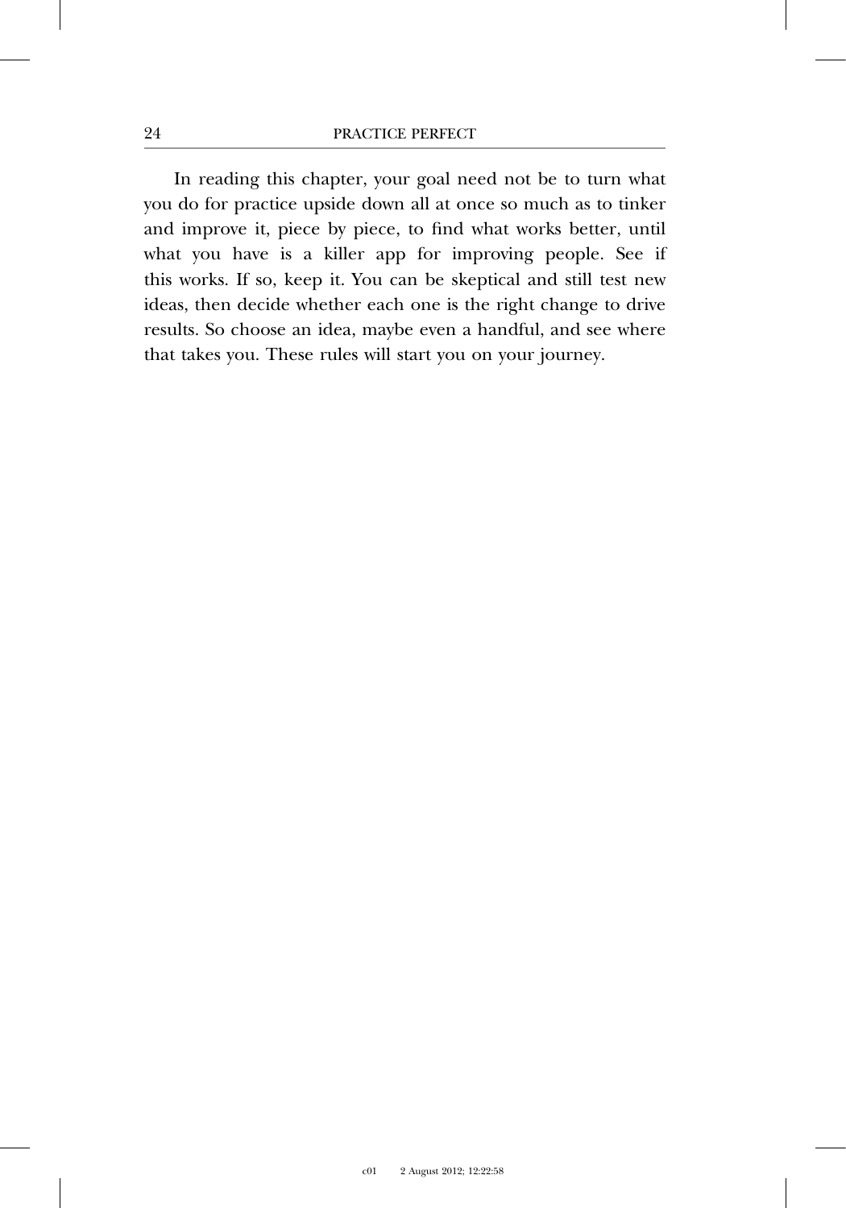In reading this chapter, your goal need not be to turn what you do for practice upside down all at once so much as to tinker and improve it, piece by piece, to find what works better, until what you have is a killer app for improving people. See if this works. If so, keep it. You can be skeptical and still test new ideas, then decide whether each one is the right change to drive results. So choose an idea, maybe even a handful, and see where that takes you. These rules will start you on your journey.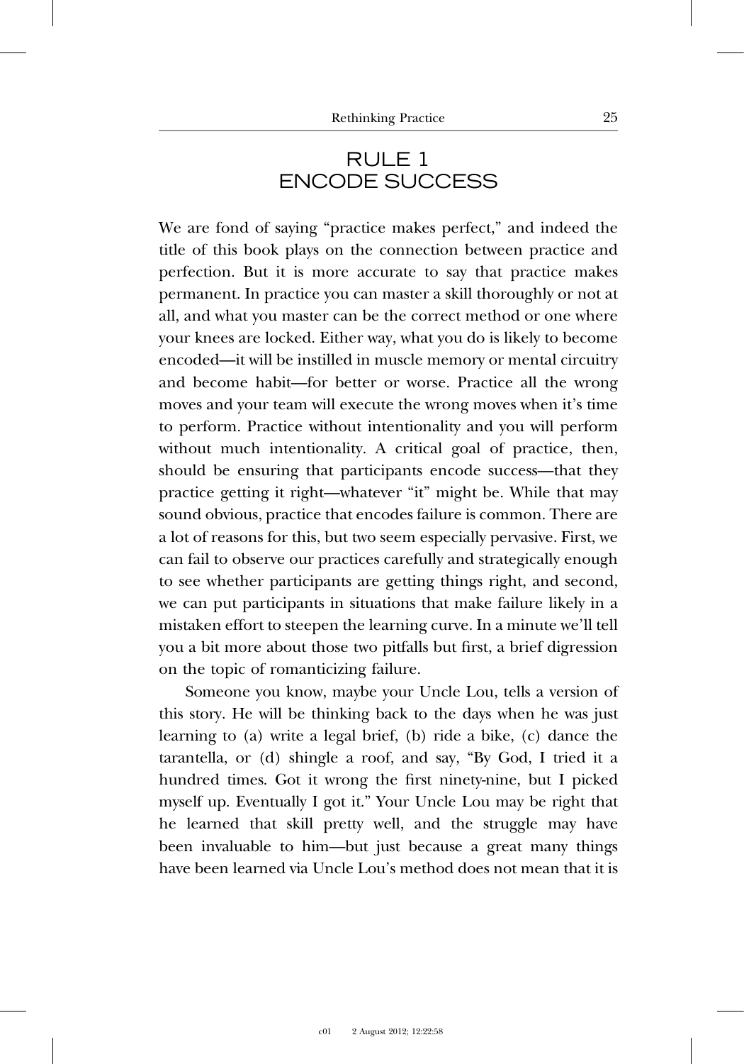## RULE 1
## ENCODE SUCCESS

We are fond of saying "practice makes perfect," and indeed the title of this book plays on the connection between practice and perfection. But it is more accurate to say that practice makes permanent. In practice you can master a skill thoroughly or not at all, and what you master can be the correct method or one where your knees are locked. Either way, what you do is likely to become encoded—it will be instilled in muscle memory or mental circuitry and become habit—for better or worse. Practice all the wrong moves and your team will execute the wrong moves when it's time to perform. Practice without intentionality and you will perform without much intentionality. A critical goal of practice, then, should be ensuring that participants encode success—that they practice getting it right—whatever "it" might be. While that may sound obvious, practice that encodes failure is common. There are a lot of reasons for this, but two seem especially pervasive. First, we can fail to observe our practices carefully and strategically enough to see whether participants are getting things right, and second, we can put participants in situations that make failure likely in a mistaken effort to steepen the learning curve. In a minute we'll tell you a bit more about those two pitfalls but first, a brief digression on the topic of romanticizing failure.

Someone you know, maybe your Uncle Lou, tells a version of this story. He will be thinking back to the days when he was just learning to (a) write a legal brief, (b) ride a bike, (c) dance the tarantella, or (d) shingle a roof, and say, "By God, I tried it a hundred times. Got it wrong the first ninety-nine, but I picked myself up. Eventually I got it." Your Uncle Lou may be right that he learned that skill pretty well, and the struggle may have been invaluable to him—but just because a great many things have been learned via Uncle Lou's method does not mean that it is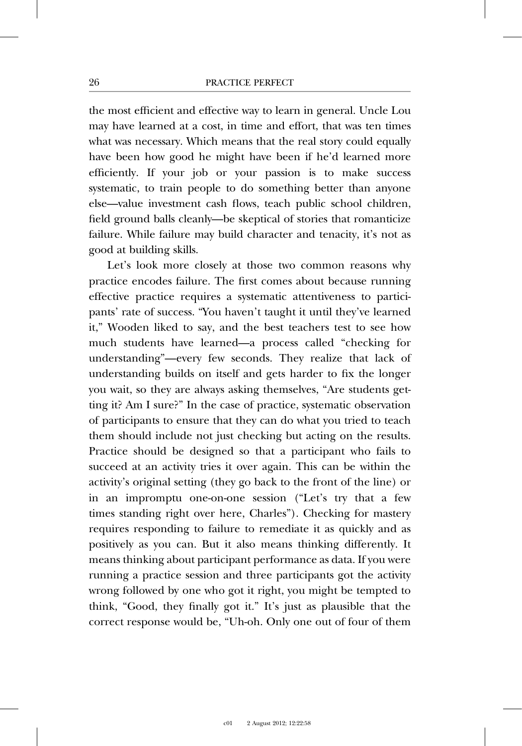the most efficient and effective way to learn in general. Uncle Lou may have learned at a cost, in time and effort, that was ten times what was necessary. Which means that the real story could equally have been how good he might have been if he'd learned more efficiently. If your job or your passion is to make success systematic, to train people to do something better than anyone else—value investment cash flows, teach public school children, field ground balls cleanly—be skeptical of stories that romanticize failure. While failure may build character and tenacity, it's not as good at building skills.

Let's look more closely at those two common reasons why practice encodes failure. The first comes about because running effective practice requires a systematic attentiveness to participants' rate of success. "You haven't taught it until they've learned it," Wooden liked to say, and the best teachers test to see how much students have learned—a process called "checking for understanding"—every few seconds. They realize that lack of understanding builds on itself and gets harder to fix the longer you wait, so they are always asking themselves, "Are students getting it? Am I sure?" In the case of practice, systematic observation of participants to ensure that they can do what you tried to teach them should include not just checking but acting on the results. Practice should be designed so that a participant who fails to succeed at an activity tries it over again. This can be within the activity's original setting (they go back to the front of the line) or in an impromptu one-on-one session ("Let's try that a few times standing right over here, Charles"). Checking for mastery requires responding to failure to remediate it as quickly and as positively as you can. But it also means thinking differently. It means thinking about participant performance as data. If you were running a practice session and three participants got the activity wrong followed by one who got it right, you might be tempted to think, "Good, they finally got it." It's just as plausible that the correct response would be, "Uh-oh. Only one out of four of them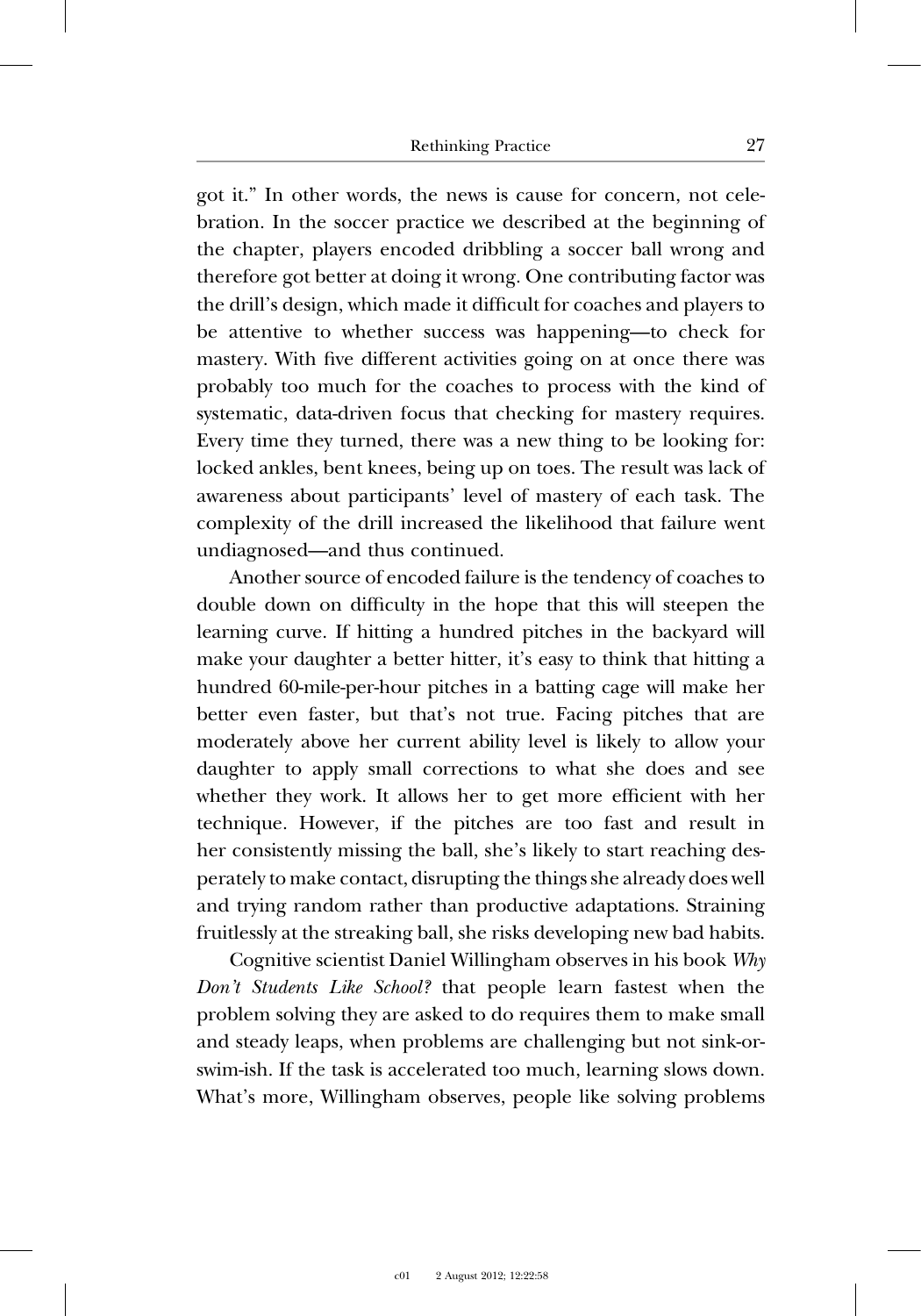got it." In other words, the news is cause for concern, not celebration. In the soccer practice we described at the beginning of the chapter, players encoded dribbling a soccer ball wrong and therefore got better at doing it wrong. One contributing factor was the drill's design, which made it difficult for coaches and players to be attentive to whether success was happening—to check for mastery. With five different activities going on at once there was probably too much for the coaches to process with the kind of systematic, data-driven focus that checking for mastery requires. Every time they turned, there was a new thing to be looking for: locked ankles, bent knees, being up on toes. The result was lack of awareness about participants' level of mastery of each task. The complexity of the drill increased the likelihood that failure went undiagnosed—and thus continued.

Another source of encoded failure is the tendency of coaches to double down on difficulty in the hope that this will steepen the learning curve. If hitting a hundred pitches in the backyard will make your daughter a better hitter, it's easy to think that hitting a hundred 60-mile-per-hour pitches in a batting cage will make her better even faster, but that's not true. Facing pitches that are moderately above her current ability level is likely to allow your daughter to apply small corrections to what she does and see whether they work. It allows her to get more efficient with her technique. However, if the pitches are too fast and result in her consistently missing the ball, she's likely to start reaching desperately to make contact, disrupting the things she already does well and trying random rather than productive adaptations. Straining fruitlessly at the streaking ball, she risks developing new bad habits.

Cognitive scientist Daniel Willingham observes in his book *Why Don't Students Like School?* that people learn fastest when the problem solving they are asked to do requires them to make small and steady leaps, when problems are challenging but not sink-or-swim-ish. If the task is accelerated too much, learning slows down. What's more, Willingham observes, people like solving problems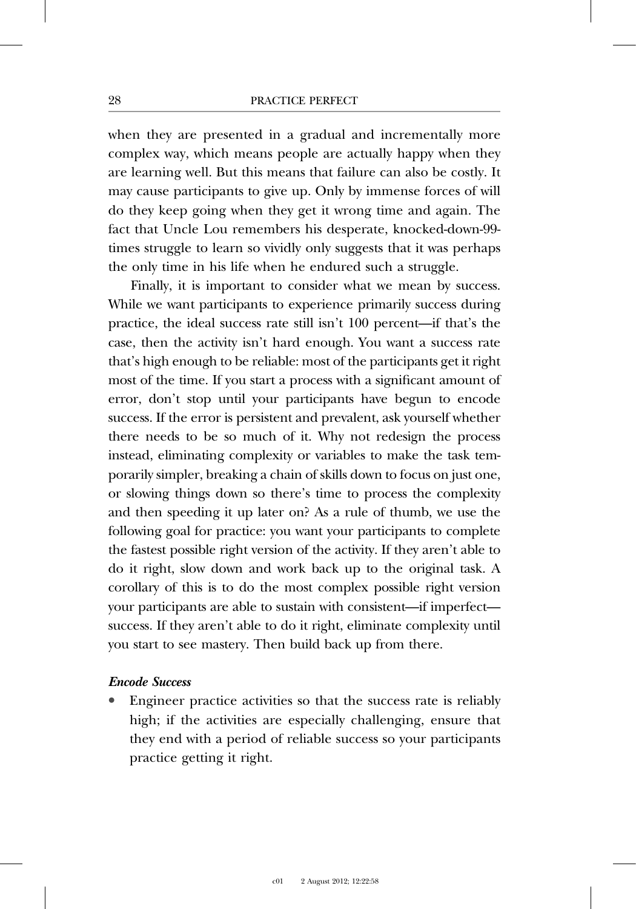when they are presented in a gradual and incrementally more complex way, which means people are actually happy when they are learning well. But this means that failure can also be costly. It may cause participants to give up. Only by immense forces of will do they keep going when they get it wrong time and again. The fact that Uncle Lou remembers his desperate, knocked-down-99-times struggle to learn so vividly only suggests that it was perhaps the only time in his life when he endured such a struggle.

Finally, it is important to consider what we mean by success. While we want participants to experience primarily success during practice, the ideal success rate still isn't 100 percent—if that's the case, then the activity isn't hard enough. You want a success rate that's high enough to be reliable: most of the participants get it right most of the time. If you start a process with a significant amount of error, don't stop until your participants have begun to encode success. If the error is persistent and prevalent, ask yourself whether there needs to be so much of it. Why not redesign the process instead, eliminating complexity or variables to make the task temporarily simpler, breaking a chain of skills down to focus on just one, or slowing things down so there's time to process the complexity and then speeding it up later on? As a rule of thumb, we use the following goal for practice: you want your participants to complete the fastest possible right version of the activity. If they aren't able to do it right, slow down and work back up to the original task. A corollary of this is to do the most complex possible right version your participants are able to sustain with consistent—if imperfect—success. If they aren't able to do it right, eliminate complexity until you start to see mastery. Then build back up from there.

***Encode Success***

- Engineer practice activities so that the success rate is reliably high; if the activities are especially challenging, ensure that they end with a period of reliable success so your participants practice getting it right.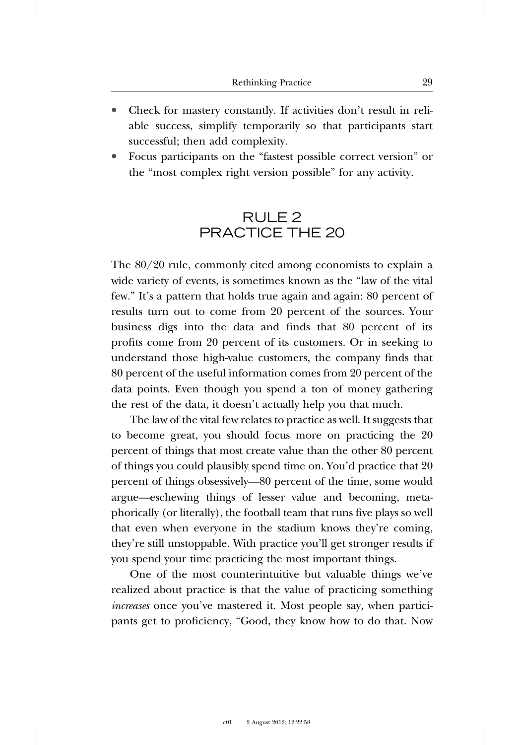- Check for mastery constantly. If activities don't result in reliable success, simplify temporarily so that participants start successful; then add complexity.
- Focus participants on the "fastest possible correct version" or the "most complex right version possible" for any activity.

## RULE 2 PRACTICE THE 20

The 80/20 rule, commonly cited among economists to explain a wide variety of events, is sometimes known as the "law of the vital few." It's a pattern that holds true again and again: 80 percent of results turn out to come from 20 percent of the sources. Your business digs into the data and finds that 80 percent of its profits come from 20 percent of its customers. Or in seeking to understand those high-value customers, the company finds that 80 percent of the useful information comes from 20 percent of the data points. Even though you spend a ton of money gathering the rest of the data, it doesn't actually help you that much.

The law of the vital few relates to practice as well. It suggests that to become great, you should focus more on practicing the 20 percent of things that most create value than the other 80 percent of things you could plausibly spend time on. You'd practice that 20 percent of things obsessively—80 percent of the time, some would argue—eschewing things of lesser value and becoming, metaphorically (or literally), the football team that runs five plays so well that even when everyone in the stadium knows they're coming, they're still unstoppable. With practice you'll get stronger results if you spend your time practicing the most important things.

One of the most counterintuitive but valuable things we've realized about practice is that the value of practicing something *increases* once you've mastered it. Most people say, when participants get to proficiency, "Good, they know how to do that. Now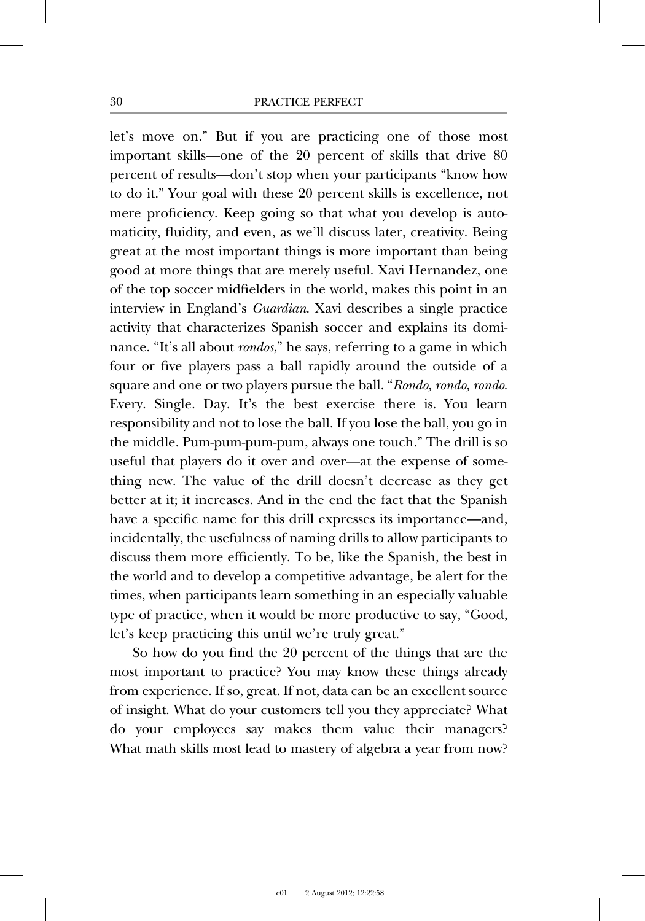let's move on." But if you are practicing one of those most important skills—one of the 20 percent of skills that drive 80 percent of results—don't stop when your participants "know how to do it." Your goal with these 20 percent skills is excellence, not mere proficiency. Keep going so that what you develop is automaticity, fluidity, and even, as we'll discuss later, creativity. Being great at the most important things is more important than being good at more things that are merely useful. Xavi Hernandez, one of the top soccer midfielders in the world, makes this point in an interview in England's *Guardian*. Xavi describes a single practice activity that characterizes Spanish soccer and explains its dominance. "It's all about *rondos*," he says, referring to a game in which four or five players pass a ball rapidly around the outside of a square and one or two players pursue the ball. "*Rondo, rondo, rondo*. Every. Single. Day. It's the best exercise there is. You learn responsibility and not to lose the ball. If you lose the ball, you go in the middle. Pum-pum-pum-pum, always one touch." The drill is so useful that players do it over and over—at the expense of something new. The value of the drill doesn't decrease as they get better at it; it increases. And in the end the fact that the Spanish have a specific name for this drill expresses its importance—and, incidentally, the usefulness of naming drills to allow participants to discuss them more efficiently. To be, like the Spanish, the best in the world and to develop a competitive advantage, be alert for the times, when participants learn something in an especially valuable type of practice, when it would be more productive to say, "Good, let's keep practicing this until we're truly great."

So how do you find the 20 percent of the things that are the most important to practice? You may know these things already from experience. If so, great. If not, data can be an excellent source of insight. What do your customers tell you they appreciate? What do your employees say makes them value their managers? What math skills most lead to mastery of algebra a year from now?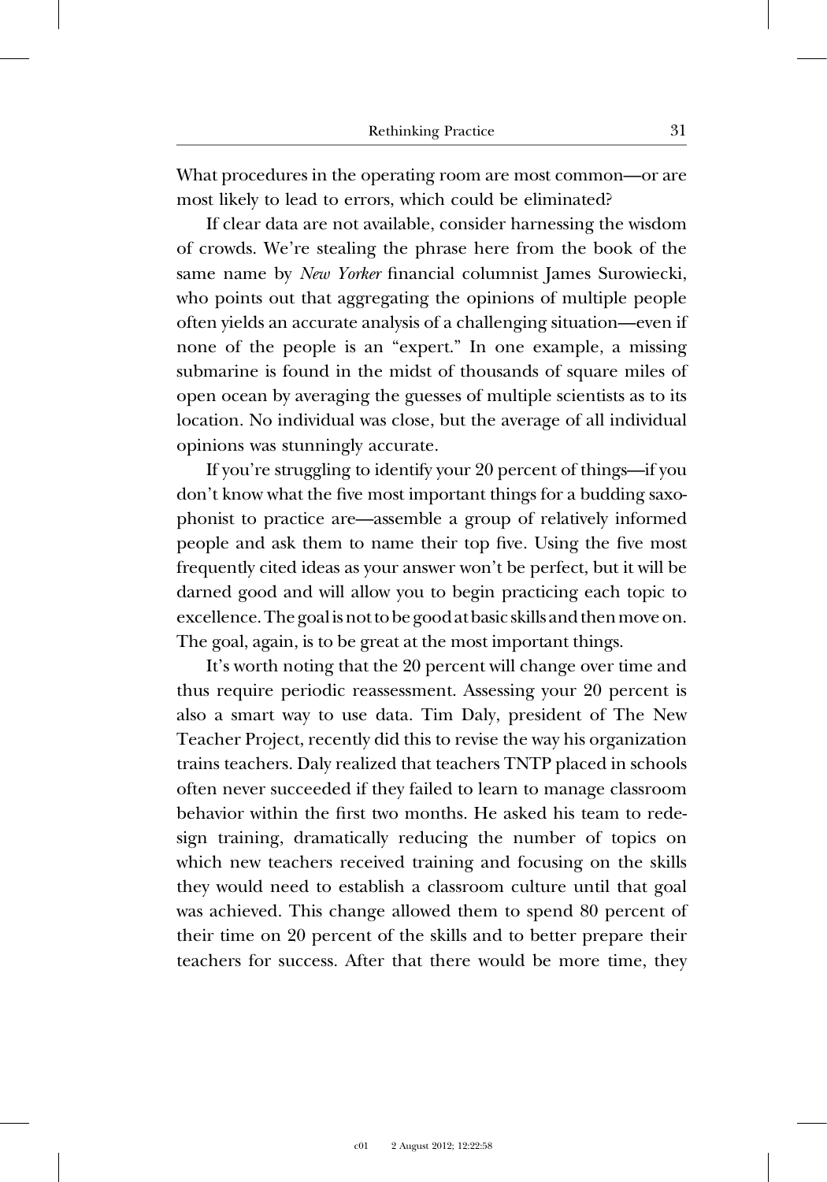What procedures in the operating room are most common—or are most likely to lead to errors, which could be eliminated?

If clear data are not available, consider harnessing the wisdom of crowds. We're stealing the phrase here from the book of the same name by *New Yorker* financial columnist James Surowiecki, who points out that aggregating the opinions of multiple people often yields an accurate analysis of a challenging situation—even if none of the people is an "expert." In one example, a missing submarine is found in the midst of thousands of square miles of open ocean by averaging the guesses of multiple scientists as to its location. No individual was close, but the average of all individual opinions was stunningly accurate.

If you're struggling to identify your 20 percent of things—if you don't know what the five most important things for a budding saxophonist to practice are—assemble a group of relatively informed people and ask them to name their top five. Using the five most frequently cited ideas as your answer won't be perfect, but it will be darned good and will allow you to begin practicing each topic to excellence. The goal is not to be good at basic skills and then move on. The goal, again, is to be great at the most important things.

It's worth noting that the 20 percent will change over time and thus require periodic reassessment. Assessing your 20 percent is also a smart way to use data. Tim Daly, president of The New Teacher Project, recently did this to revise the way his organization trains teachers. Daly realized that teachers TNTP placed in schools often never succeeded if they failed to learn to manage classroom behavior within the first two months. He asked his team to redesign training, dramatically reducing the number of topics on which new teachers received training and focusing on the skills they would need to establish a classroom culture until that goal was achieved. This change allowed them to spend 80 percent of their time on 20 percent of the skills and to better prepare their teachers for success. After that there would be more time, they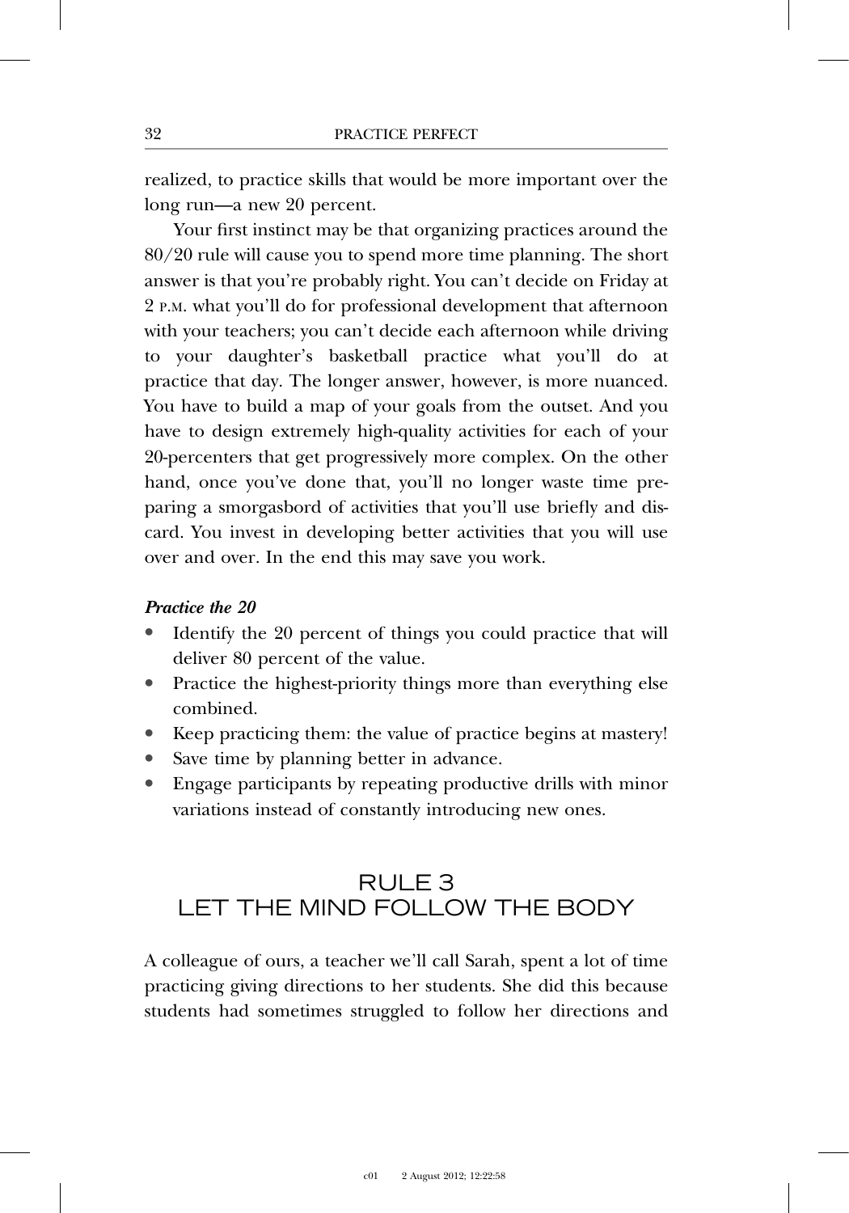realized, to practice skills that would be more important over the long run—a new 20 percent.

Your first instinct may be that organizing practices around the 80/20 rule will cause you to spend more time planning. The short answer is that you're probably right. You can't decide on Friday at 2 P.M. what you'll do for professional development that afternoon with your teachers; you can't decide each afternoon while driving to your daughter's basketball practice what you'll do at practice that day. The longer answer, however, is more nuanced. You have to build a map of your goals from the outset. And you have to design extremely high-quality activities for each of your 20-percenters that get progressively more complex. On the other hand, once you've done that, you'll no longer waste time preparing a smorgasbord of activities that you'll use briefly and discard. You invest in developing better activities that you will use over and over. In the end this may save you work.

***Practice the 20***

- Identify the 20 percent of things you could practice that will deliver 80 percent of the value.
- Practice the highest-priority things more than everything else combined.
- Keep practicing them: the value of practice begins at mastery!
- Save time by planning better in advance.
- Engage participants by repeating productive drills with minor variations instead of constantly introducing new ones.

## RULE 3
## LET THE MIND FOLLOW THE BODY

A colleague of ours, a teacher we'll call Sarah, spent a lot of time practicing giving directions to her students. She did this because students had sometimes struggled to follow her directions and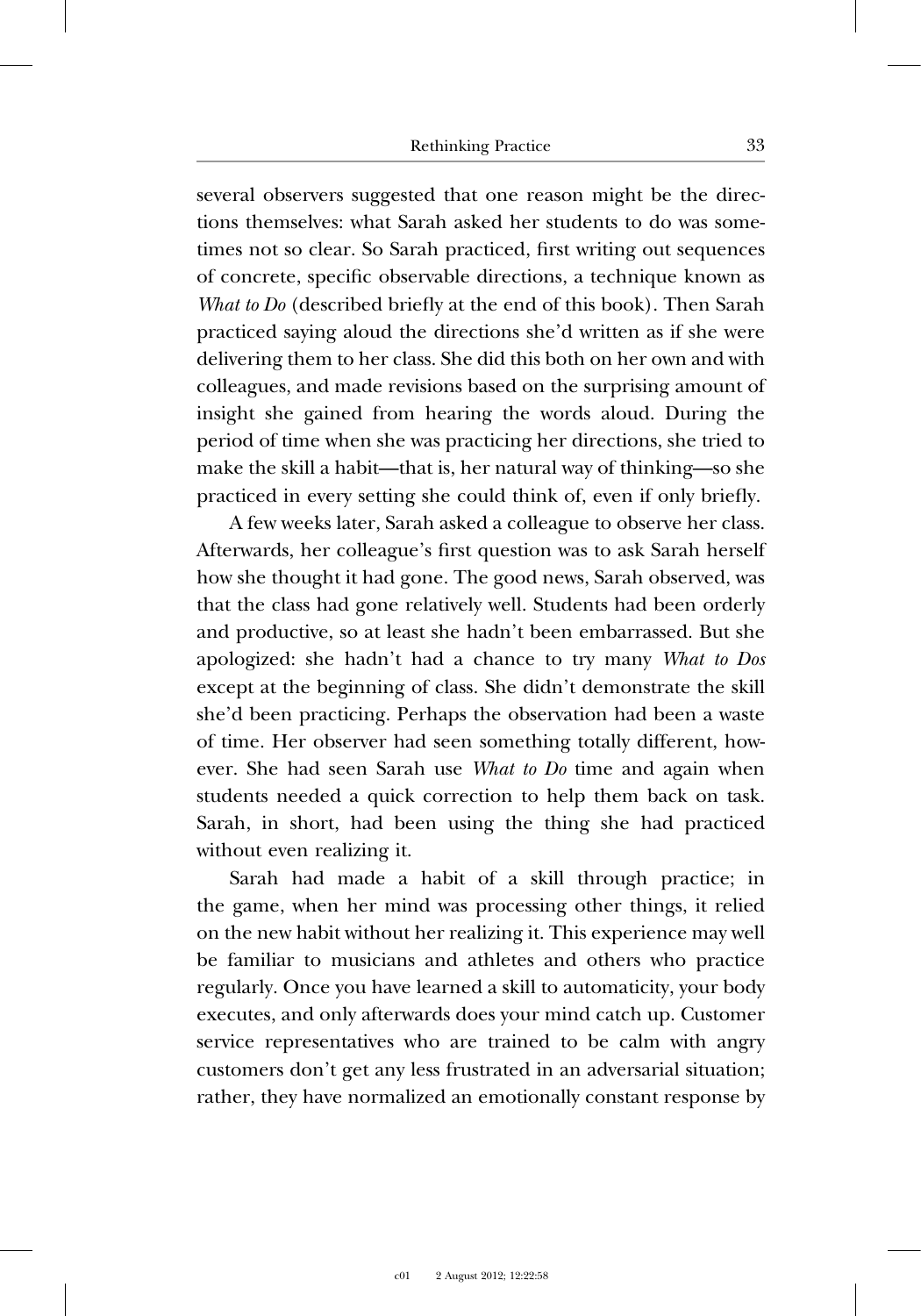several observers suggested that one reason might be the directions themselves: what Sarah asked her students to do was sometimes not so clear. So Sarah practiced, first writing out sequences of concrete, specific observable directions, a technique known as *What to Do* (described briefly at the end of this book). Then Sarah practiced saying aloud the directions she'd written as if she were delivering them to her class. She did this both on her own and with colleagues, and made revisions based on the surprising amount of insight she gained from hearing the words aloud. During the period of time when she was practicing her directions, she tried to make the skill a habit—that is, her natural way of thinking—so she practiced in every setting she could think of, even if only briefly.

A few weeks later, Sarah asked a colleague to observe her class. Afterwards, her colleague's first question was to ask Sarah herself how she thought it had gone. The good news, Sarah observed, was that the class had gone relatively well. Students had been orderly and productive, so at least she hadn't been embarrassed. But she apologized: she hadn't had a chance to try many *What to Dos* except at the beginning of class. She didn't demonstrate the skill she'd been practicing. Perhaps the observation had been a waste of time. Her observer had seen something totally different, however. She had seen Sarah use *What to Do* time and again when students needed a quick correction to help them back on task. Sarah, in short, had been using the thing she had practiced without even realizing it.

Sarah had made a habit of a skill through practice; in the game, when her mind was processing other things, it relied on the new habit without her realizing it. This experience may well be familiar to musicians and athletes and others who practice regularly. Once you have learned a skill to automaticity, your body executes, and only afterwards does your mind catch up. Customer service representatives who are trained to be calm with angry customers don't get any less frustrated in an adversarial situation; rather, they have normalized an emotionally constant response by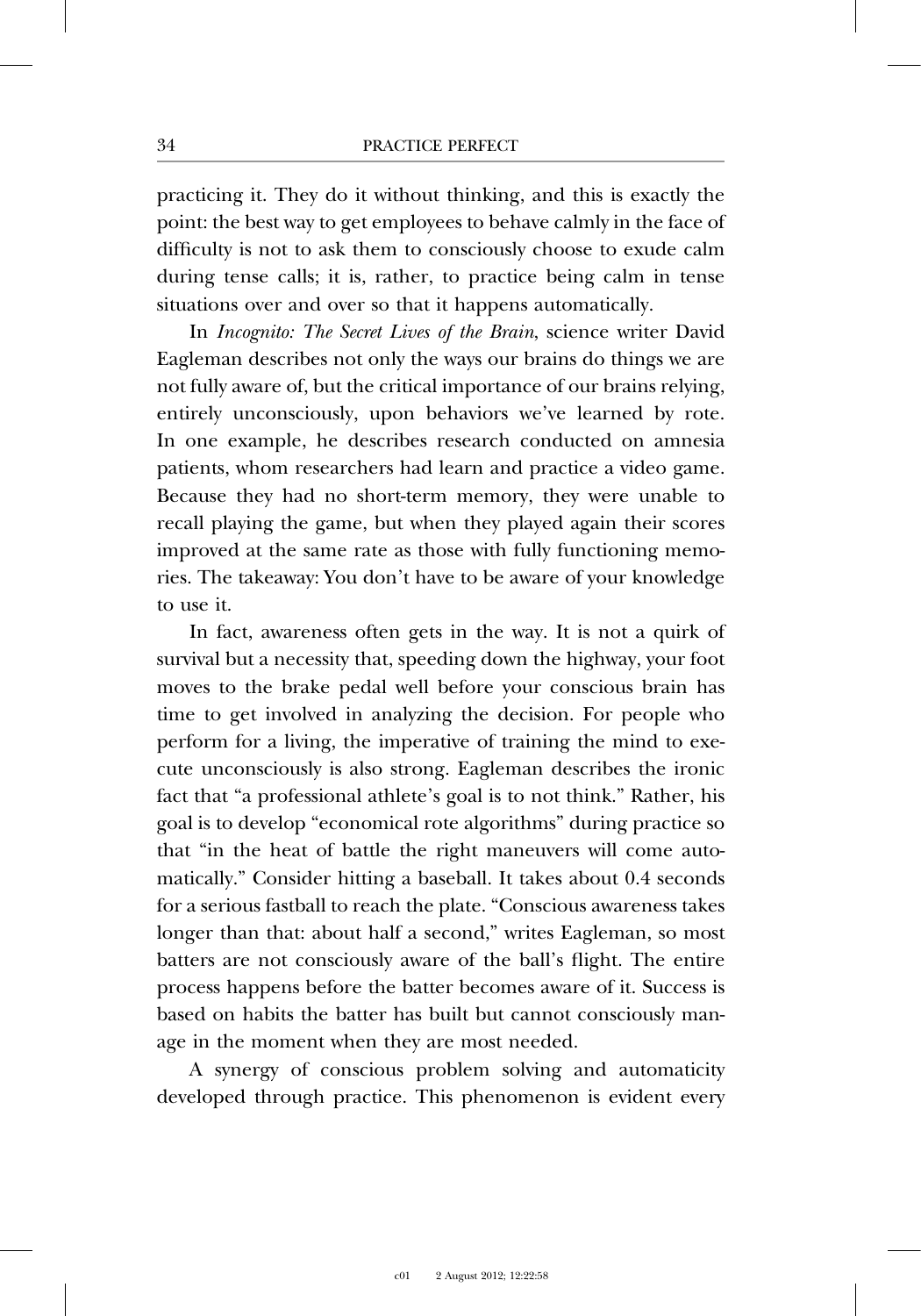practicing it. They do it without thinking, and this is exactly the point: the best way to get employees to behave calmly in the face of difficulty is not to ask them to consciously choose to exude calm during tense calls; it is, rather, to practice being calm in tense situations over and over so that it happens automatically.

In *Incognito: The Secret Lives of the Brain*, science writer David Eagleman describes not only the ways our brains do things we are not fully aware of, but the critical importance of our brains relying, entirely unconsciously, upon behaviors we've learned by rote. In one example, he describes research conducted on amnesia patients, whom researchers had learn and practice a video game. Because they had no short-term memory, they were unable to recall playing the game, but when they played again their scores improved at the same rate as those with fully functioning memories. The takeaway: You don't have to be aware of your knowledge to use it.

In fact, awareness often gets in the way. It is not a quirk of survival but a necessity that, speeding down the highway, your foot moves to the brake pedal well before your conscious brain has time to get involved in analyzing the decision. For people who perform for a living, the imperative of training the mind to execute unconsciously is also strong. Eagleman describes the ironic fact that "a professional athlete's goal is to not think." Rather, his goal is to develop "economical rote algorithms" during practice so that "in the heat of battle the right maneuvers will come automatically." Consider hitting a baseball. It takes about 0.4 seconds for a serious fastball to reach the plate. "Conscious awareness takes longer than that: about half a second," writes Eagleman, so most batters are not consciously aware of the ball's flight. The entire process happens before the batter becomes aware of it. Success is based on habits the batter has built but cannot consciously manage in the moment when they are most needed.

A synergy of conscious problem solving and automaticity developed through practice. This phenomenon is evident every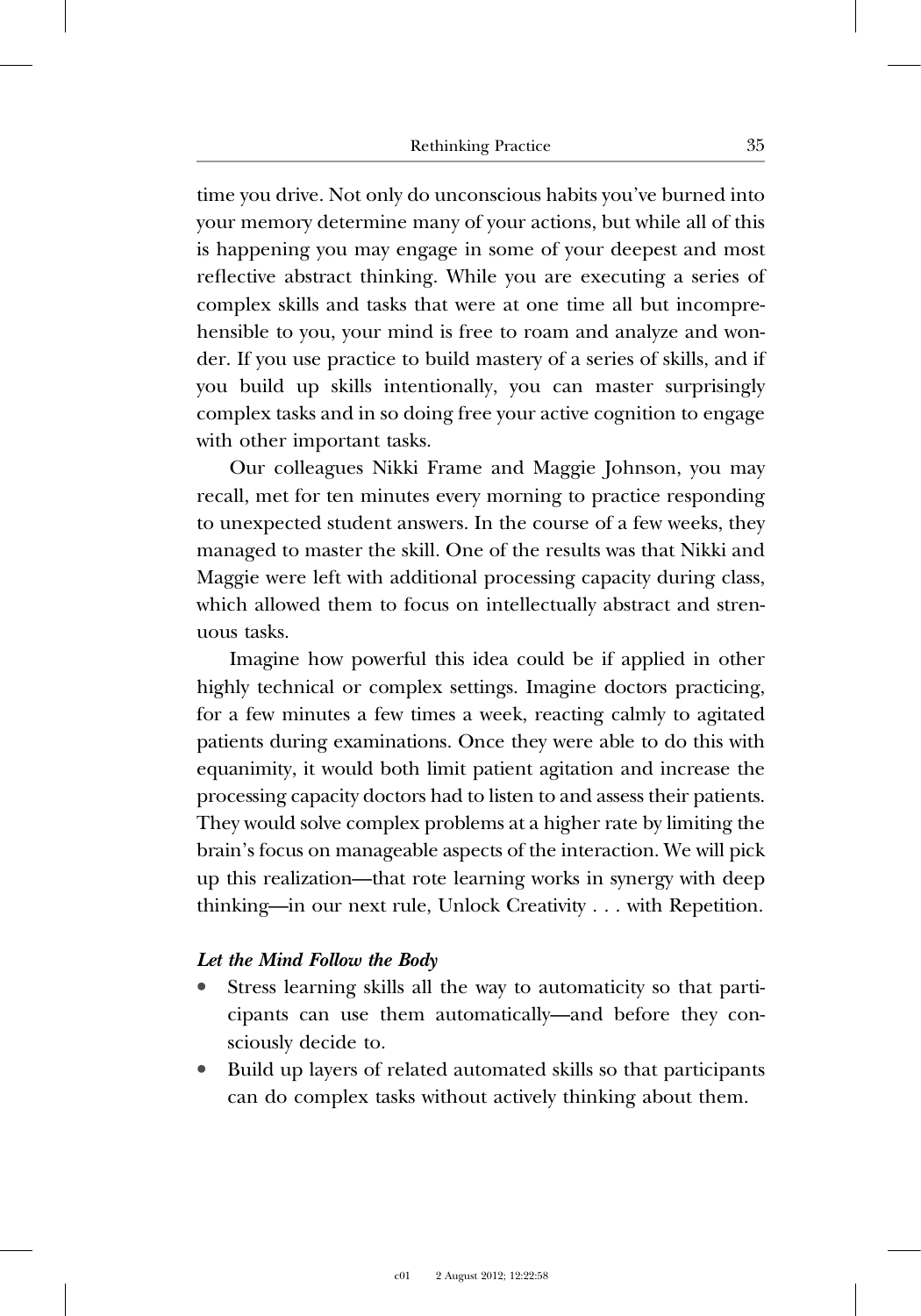time you drive. Not only do unconscious habits you've burned into your memory determine many of your actions, but while all of this is happening you may engage in some of your deepest and most reflective abstract thinking. While you are executing a series of complex skills and tasks that were at one time all but incomprehensible to you, your mind is free to roam and analyze and wonder. If you use practice to build mastery of a series of skills, and if you build up skills intentionally, you can master surprisingly complex tasks and in so doing free your active cognition to engage with other important tasks.

Our colleagues Nikki Frame and Maggie Johnson, you may recall, met for ten minutes every morning to practice responding to unexpected student answers. In the course of a few weeks, they managed to master the skill. One of the results was that Nikki and Maggie were left with additional processing capacity during class, which allowed them to focus on intellectually abstract and strenuous tasks.

Imagine how powerful this idea could be if applied in other highly technical or complex settings. Imagine doctors practicing, for a few minutes a few times a week, reacting calmly to agitated patients during examinations. Once they were able to do this with equanimity, it would both limit patient agitation and increase the processing capacity doctors had to listen to and assess their patients. They would solve complex problems at a higher rate by limiting the brain's focus on manageable aspects of the interaction. We will pick up this realization—that rote learning works in synergy with deep thinking—in our next rule, Unlock Creativity . . . with Repetition.

#### *Let the Mind Follow the Body*

- Stress learning skills all the way to automaticity so that participants can use them automatically—and before they consciously decide to.
- Build up layers of related automated skills so that participants can do complex tasks without actively thinking about them.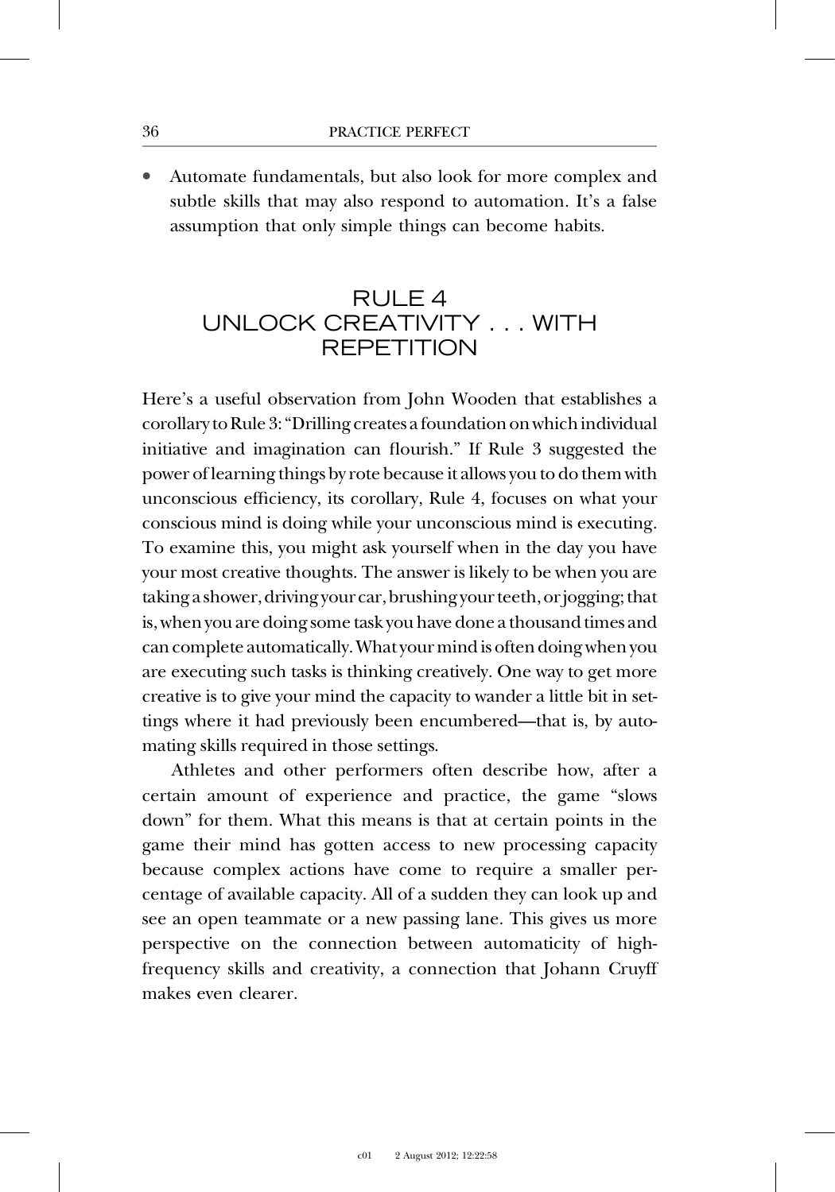- Automate fundamentals, but also look for more complex and subtle skills that may also respond to automation. It's a false assumption that only simple things can become habits.

## RULE 4 UNLOCK CREATIVITY . . . WITH REPETITION

Here's a useful observation from John Wooden that establishes a corollary to Rule 3: "Drilling creates a foundation on which individual initiative and imagination can flourish." If Rule 3 suggested the power of learning things by rote because it allows you to do them with unconscious efficiency, its corollary, Rule 4, focuses on what your conscious mind is doing while your unconscious mind is executing. To examine this, you might ask yourself when in the day you have your most creative thoughts. The answer is likely to be when you are taking a shower, driving your car, brushing your teeth, or jogging; that is, when you are doing some task you have done a thousand times and can complete automatically. What your mind is often doing when you are executing such tasks is thinking creatively. One way to get more creative is to give your mind the capacity to wander a little bit in settings where it had previously been encumbered—that is, by automating skills required in those settings.

Athletes and other performers often describe how, after a certain amount of experience and practice, the game "slows down" for them. What this means is that at certain points in the game their mind has gotten access to new processing capacity because complex actions have come to require a smaller percentage of available capacity. All of a sudden they can look up and see an open teammate or a new passing lane. This gives us more perspective on the connection between automaticity of high-frequency skills and creativity, a connection that Johann Cruyff makes even clearer.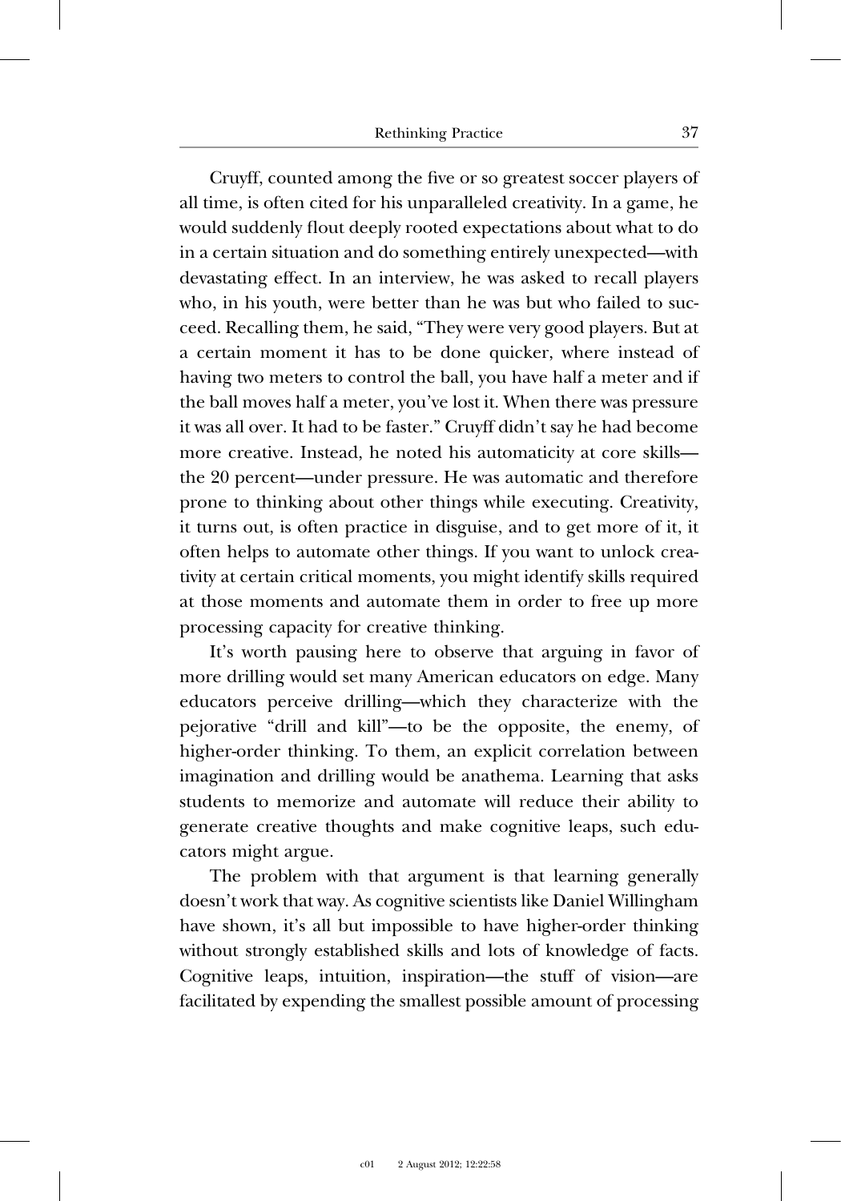Cruyff, counted among the five or so greatest soccer players of all time, is often cited for his unparalleled creativity. In a game, he would suddenly flout deeply rooted expectations about what to do in a certain situation and do something entirely unexpected—with devastating effect. In an interview, he was asked to recall players who, in his youth, were better than he was but who failed to succeed. Recalling them, he said, "They were very good players. But at a certain moment it has to be done quicker, where instead of having two meters to control the ball, you have half a meter and if the ball moves half a meter, you've lost it. When there was pressure it was all over. It had to be faster." Cruyff didn't say he had become more creative. Instead, he noted his automaticity at core skills—the 20 percent—under pressure. He was automatic and therefore prone to thinking about other things while executing. Creativity, it turns out, is often practice in disguise, and to get more of it, it often helps to automate other things. If you want to unlock creativity at certain critical moments, you might identify skills required at those moments and automate them in order to free up more processing capacity for creative thinking.

It's worth pausing here to observe that arguing in favor of more drilling would set many American educators on edge. Many educators perceive drilling—which they characterize with the pejorative "drill and kill"—to be the opposite, the enemy, of higher-order thinking. To them, an explicit correlation between imagination and drilling would be anathema. Learning that asks students to memorize and automate will reduce their ability to generate creative thoughts and make cognitive leaps, such educators might argue.

The problem with that argument is that learning generally doesn't work that way. As cognitive scientists like Daniel Willingham have shown, it's all but impossible to have higher-order thinking without strongly established skills and lots of knowledge of facts. Cognitive leaps, intuition, inspiration—the stuff of vision—are facilitated by expending the smallest possible amount of processing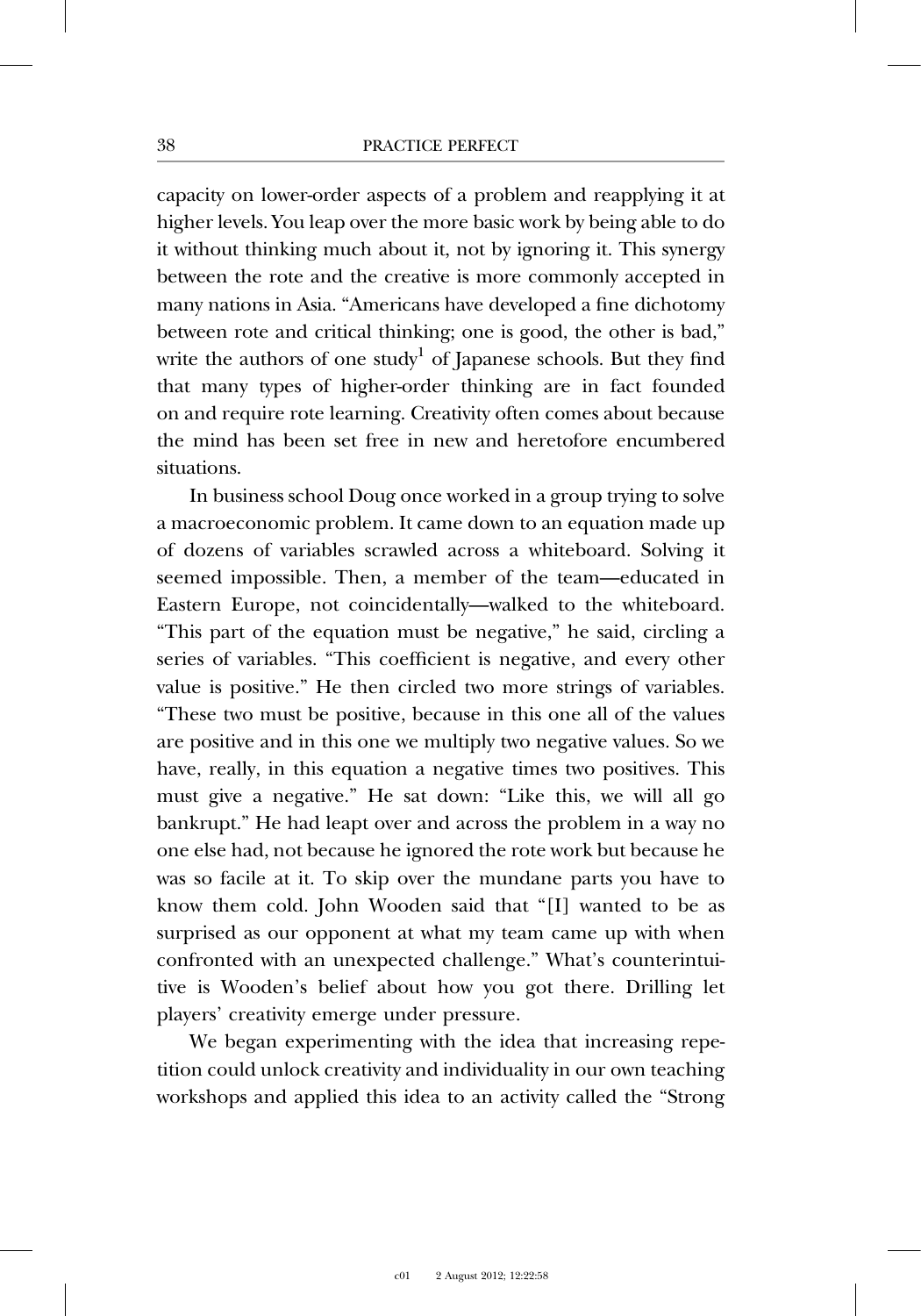capacity on lower-order aspects of a problem and reapplying it at higher levels. You leap over the more basic work by being able to do it without thinking much about it, not by ignoring it. This synergy between the rote and the creative is more commonly accepted in many nations in Asia. "Americans have developed a fine dichotomy between rote and critical thinking; one is good, the other is bad," write the authors of one study[1] of Japanese schools. But they find that many types of higher-order thinking are in fact founded on and require rote learning. Creativity often comes about because the mind has been set free in new and heretofore encumbered situations.

In business school Doug once worked in a group trying to solve a macroeconomic problem. It came down to an equation made up of dozens of variables scrawled across a whiteboard. Solving it seemed impossible. Then, a member of the team—educated in Eastern Europe, not coincidentally—walked to the whiteboard. "This part of the equation must be negative," he said, circling a series of variables. "This coefficient is negative, and every other value is positive." He then circled two more strings of variables. "These two must be positive, because in this one all of the values are positive and in this one we multiply two negative values. So we have, really, in this equation a negative times two positives. This must give a negative." He sat down: "Like this, we will all go bankrupt." He had leapt over and across the problem in a way no one else had, not because he ignored the rote work but because he was so facile at it. To skip over the mundane parts you have to know them cold. John Wooden said that "[I] wanted to be as surprised as our opponent at what my team came up with when confronted with an unexpected challenge." What's counterintuitive is Wooden's belief about how you got there. Drilling let players' creativity emerge under pressure.

We began experimenting with the idea that increasing repetition could unlock creativity and individuality in our own teaching workshops and applied this idea to an activity called the "Strong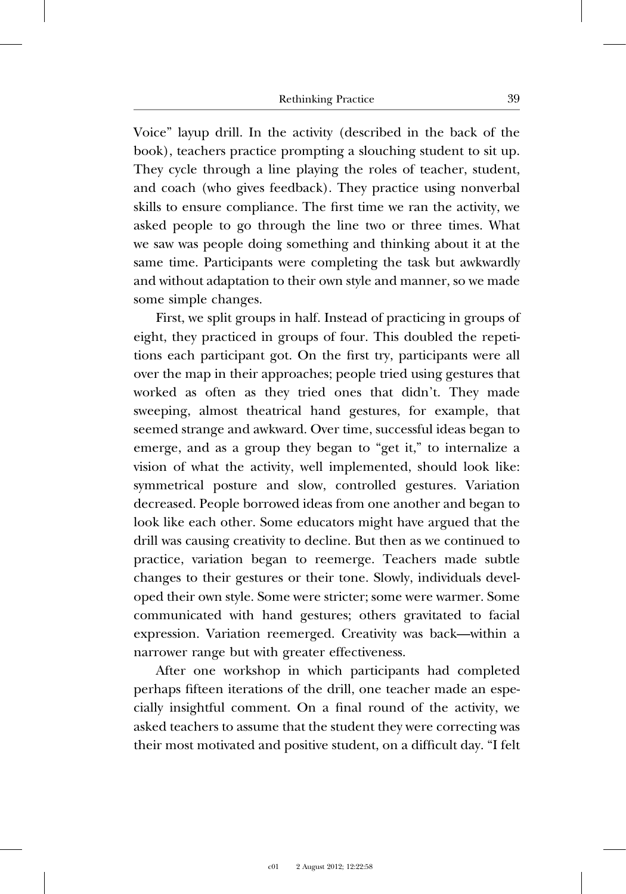Voice" layup drill. In the activity (described in the back of the book), teachers practice prompting a slouching student to sit up. They cycle through a line playing the roles of teacher, student, and coach (who gives feedback). They practice using nonverbal skills to ensure compliance. The first time we ran the activity, we asked people to go through the line two or three times. What we saw was people doing something and thinking about it at the same time. Participants were completing the task but awkwardly and without adaptation to their own style and manner, so we made some simple changes.

First, we split groups in half. Instead of practicing in groups of eight, they practiced in groups of four. This doubled the repetitions each participant got. On the first try, participants were all over the map in their approaches; people tried using gestures that worked as often as they tried ones that didn't. They made sweeping, almost theatrical hand gestures, for example, that seemed strange and awkward. Over time, successful ideas began to emerge, and as a group they began to "get it," to internalize a vision of what the activity, well implemented, should look like: symmetrical posture and slow, controlled gestures. Variation decreased. People borrowed ideas from one another and began to look like each other. Some educators might have argued that the drill was causing creativity to decline. But then as we continued to practice, variation began to reemerge. Teachers made subtle changes to their gestures or their tone. Slowly, individuals developed their own style. Some were stricter; some were warmer. Some communicated with hand gestures; others gravitated to facial expression. Variation reemerged. Creativity was back—within a narrower range but with greater effectiveness.

After one workshop in which participants had completed perhaps fifteen iterations of the drill, one teacher made an especially insightful comment. On a final round of the activity, we asked teachers to assume that the student they were correcting was their most motivated and positive student, on a difficult day. "I felt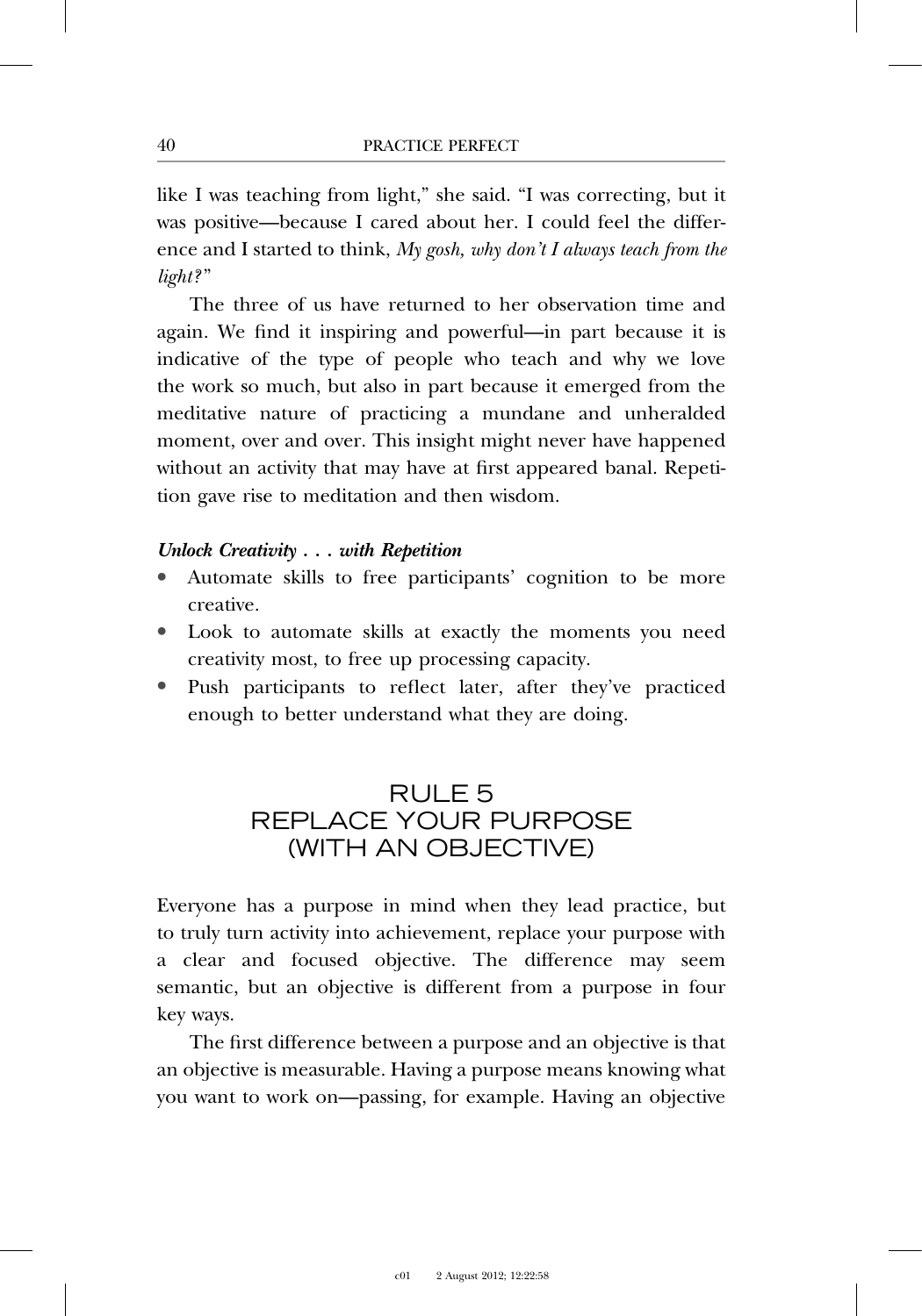like I was teaching from light," she said. "I was correcting, but it was positive—because I cared about her. I could feel the difference and I started to think, *My gosh, why don't I always teach from the light?*"

The three of us have returned to her observation time and again. We find it inspiring and powerful—in part because it is indicative of the type of people who teach and why we love the work so much, but also in part because it emerged from the meditative nature of practicing a mundane and unheralded moment, over and over. This insight might never have happened without an activity that may have at first appeared banal. Repetition gave rise to meditation and then wisdom.

***Unlock Creativity . . . with Repetition***

- Automate skills to free participants' cognition to be more creative.
- Look to automate skills at exactly the moments you need creativity most, to free up processing capacity.
- Push participants to reflect later, after they've practiced enough to better understand what they are doing.

## RULE 5
## REPLACE YOUR PURPOSE (WITH AN OBJECTIVE)

Everyone has a purpose in mind when they lead practice, but to truly turn activity into achievement, replace your purpose with a clear and focused objective. The difference may seem semantic, but an objective is different from a purpose in four key ways.

The first difference between a purpose and an objective is that an objective is measurable. Having a purpose means knowing what you want to work on—passing, for example. Having an objective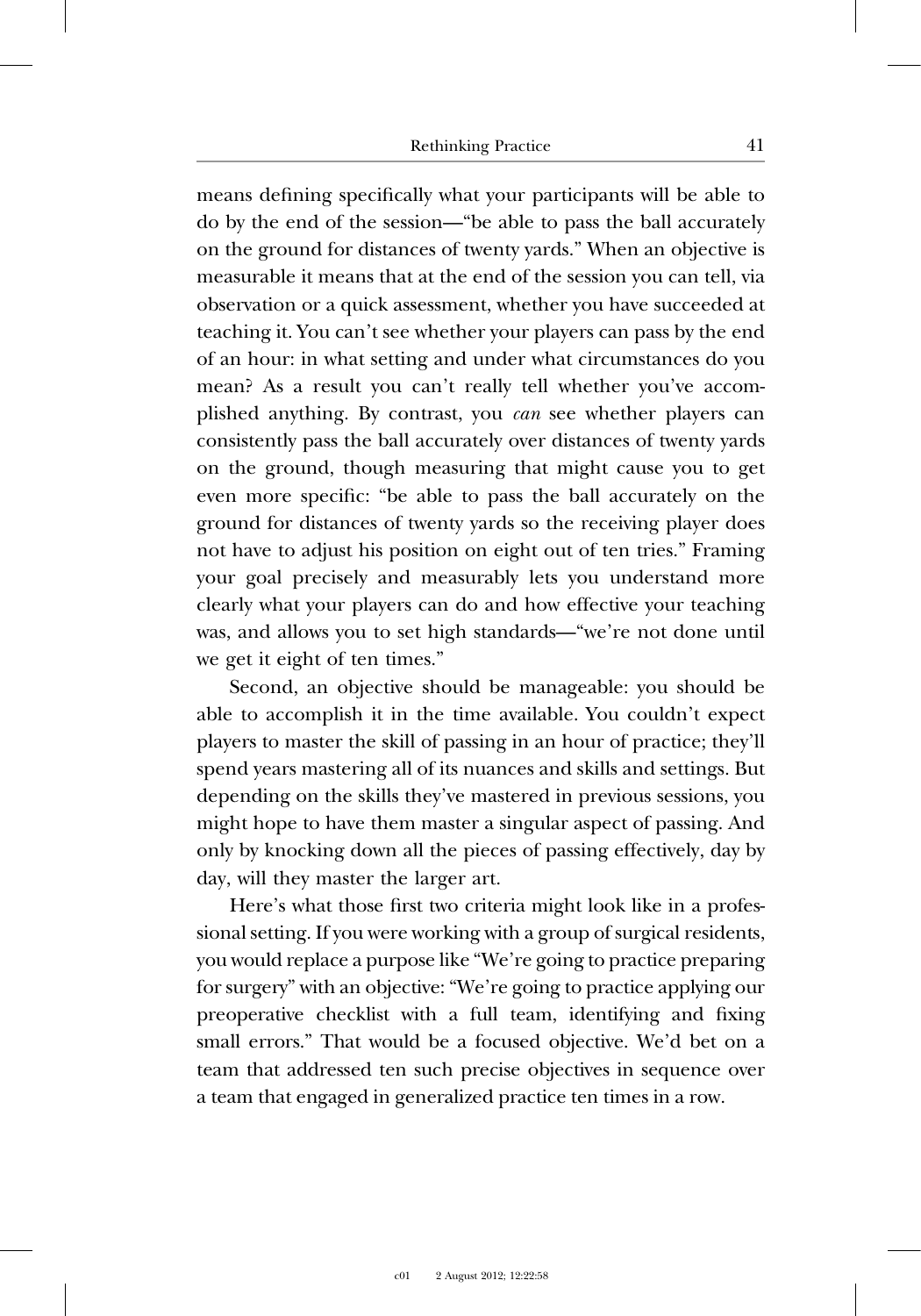means defining specifically what your participants will be able to do by the end of the session—"be able to pass the ball accurately on the ground for distances of twenty yards." When an objective is measurable it means that at the end of the session you can tell, via observation or a quick assessment, whether you have succeeded at teaching it. You can't see whether your players can pass by the end of an hour: in what setting and under what circumstances do you mean? As a result you can't really tell whether you've accomplished anything. By contrast, you *can* see whether players can consistently pass the ball accurately over distances of twenty yards on the ground, though measuring that might cause you to get even more specific: "be able to pass the ball accurately on the ground for distances of twenty yards so the receiving player does not have to adjust his position on eight out of ten tries." Framing your goal precisely and measurably lets you understand more clearly what your players can do and how effective your teaching was, and allows you to set high standards—"we're not done until we get it eight of ten times."

Second, an objective should be manageable: you should be able to accomplish it in the time available. You couldn't expect players to master the skill of passing in an hour of practice; they'll spend years mastering all of its nuances and skills and settings. But depending on the skills they've mastered in previous sessions, you might hope to have them master a singular aspect of passing. And only by knocking down all the pieces of passing effectively, day by day, will they master the larger art.

Here's what those first two criteria might look like in a professional setting. If you were working with a group of surgical residents, you would replace a purpose like "We're going to practice preparing for surgery" with an objective: "We're going to practice applying our preoperative checklist with a full team, identifying and fixing small errors." That would be a focused objective. We'd bet on a team that addressed ten such precise objectives in sequence over a team that engaged in generalized practice ten times in a row.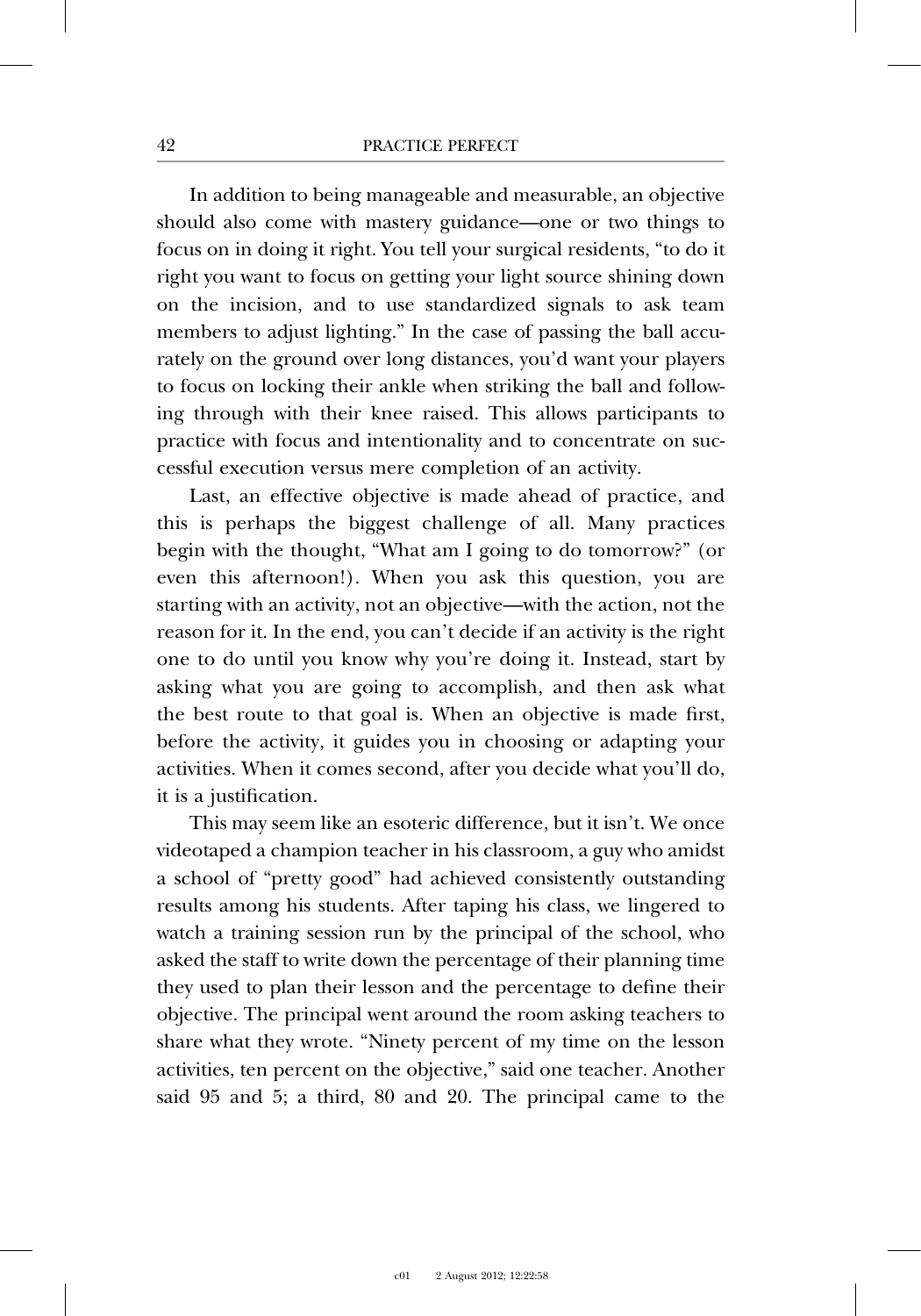In addition to being manageable and measurable, an objective should also come with mastery guidance—one or two things to focus on in doing it right. You tell your surgical residents, "to do it right you want to focus on getting your light source shining down on the incision, and to use standardized signals to ask team members to adjust lighting." In the case of passing the ball accurately on the ground over long distances, you'd want your players to focus on locking their ankle when striking the ball and following through with their knee raised. This allows participants to practice with focus and intentionality and to concentrate on successful execution versus mere completion of an activity.

Last, an effective objective is made ahead of practice, and this is perhaps the biggest challenge of all. Many practices begin with the thought, "What am I going to do tomorrow?" (or even this afternoon!). When you ask this question, you are starting with an activity, not an objective—with the action, not the reason for it. In the end, you can't decide if an activity is the right one to do until you know why you're doing it. Instead, start by asking what you are going to accomplish, and then ask what the best route to that goal is. When an objective is made first, before the activity, it guides you in choosing or adapting your activities. When it comes second, after you decide what you'll do, it is a justification.

This may seem like an esoteric difference, but it isn't. We once videotaped a champion teacher in his classroom, a guy who amidst a school of "pretty good" had achieved consistently outstanding results among his students. After taping his class, we lingered to watch a training session run by the principal of the school, who asked the staff to write down the percentage of their planning time they used to plan their lesson and the percentage to define their objective. The principal went around the room asking teachers to share what they wrote. "Ninety percent of my time on the lesson activities, ten percent on the objective," said one teacher. Another said 95 and 5; a third, 80 and 20. The principal came to the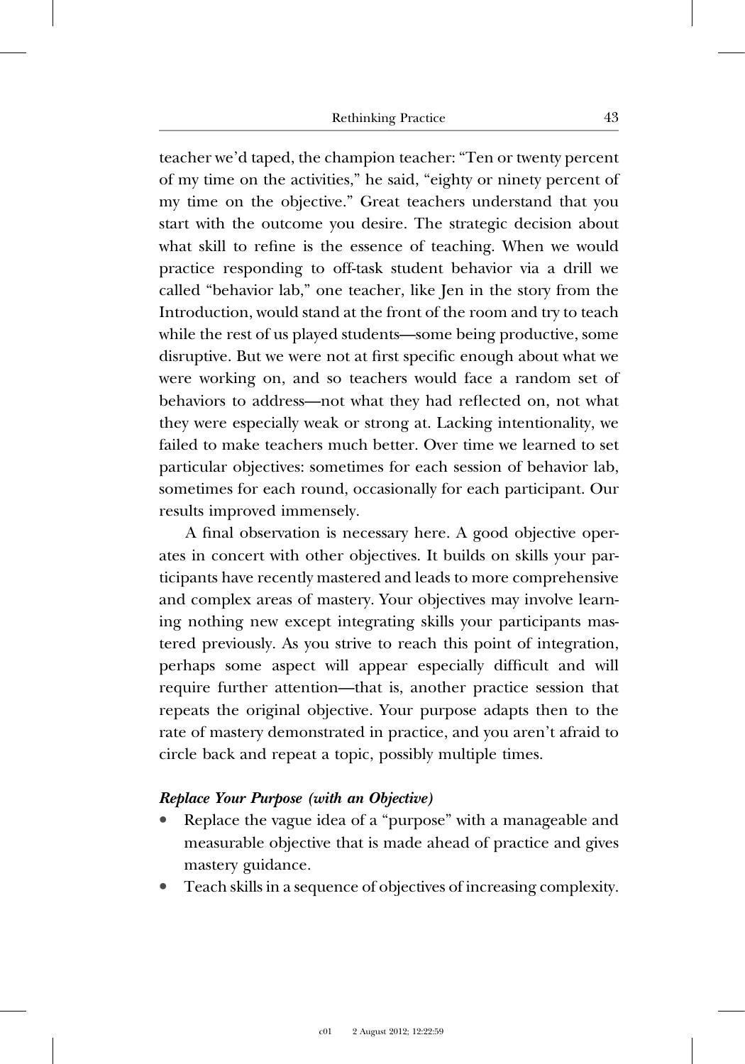teacher we'd taped, the champion teacher: "Ten or twenty percent of my time on the activities," he said, "eighty or ninety percent of my time on the objective." Great teachers understand that you start with the outcome you desire. The strategic decision about what skill to refine is the essence of teaching. When we would practice responding to off-task student behavior via a drill we called "behavior lab," one teacher, like Jen in the story from the Introduction, would stand at the front of the room and try to teach while the rest of us played students—some being productive, some disruptive. But we were not at first specific enough about what we were working on, and so teachers would face a random set of behaviors to address—not what they had reflected on, not what they were especially weak or strong at. Lacking intentionality, we failed to make teachers much better. Over time we learned to set particular objectives: sometimes for each session of behavior lab, sometimes for each round, occasionally for each participant. Our results improved immensely.

A final observation is necessary here. A good objective operates in concert with other objectives. It builds on skills your participants have recently mastered and leads to more comprehensive and complex areas of mastery. Your objectives may involve learning nothing new except integrating skills your participants mastered previously. As you strive to reach this point of integration, perhaps some aspect will appear especially difficult and will require further attention—that is, another practice session that repeats the original objective. Your purpose adapts then to the rate of mastery demonstrated in practice, and you aren't afraid to circle back and repeat a topic, possibly multiple times.

***Replace Your Purpose (with an Objective)***

- Replace the vague idea of a "purpose" with a manageable and measurable objective that is made ahead of practice and gives mastery guidance.
- Teach skills in a sequence of objectives of increasing complexity.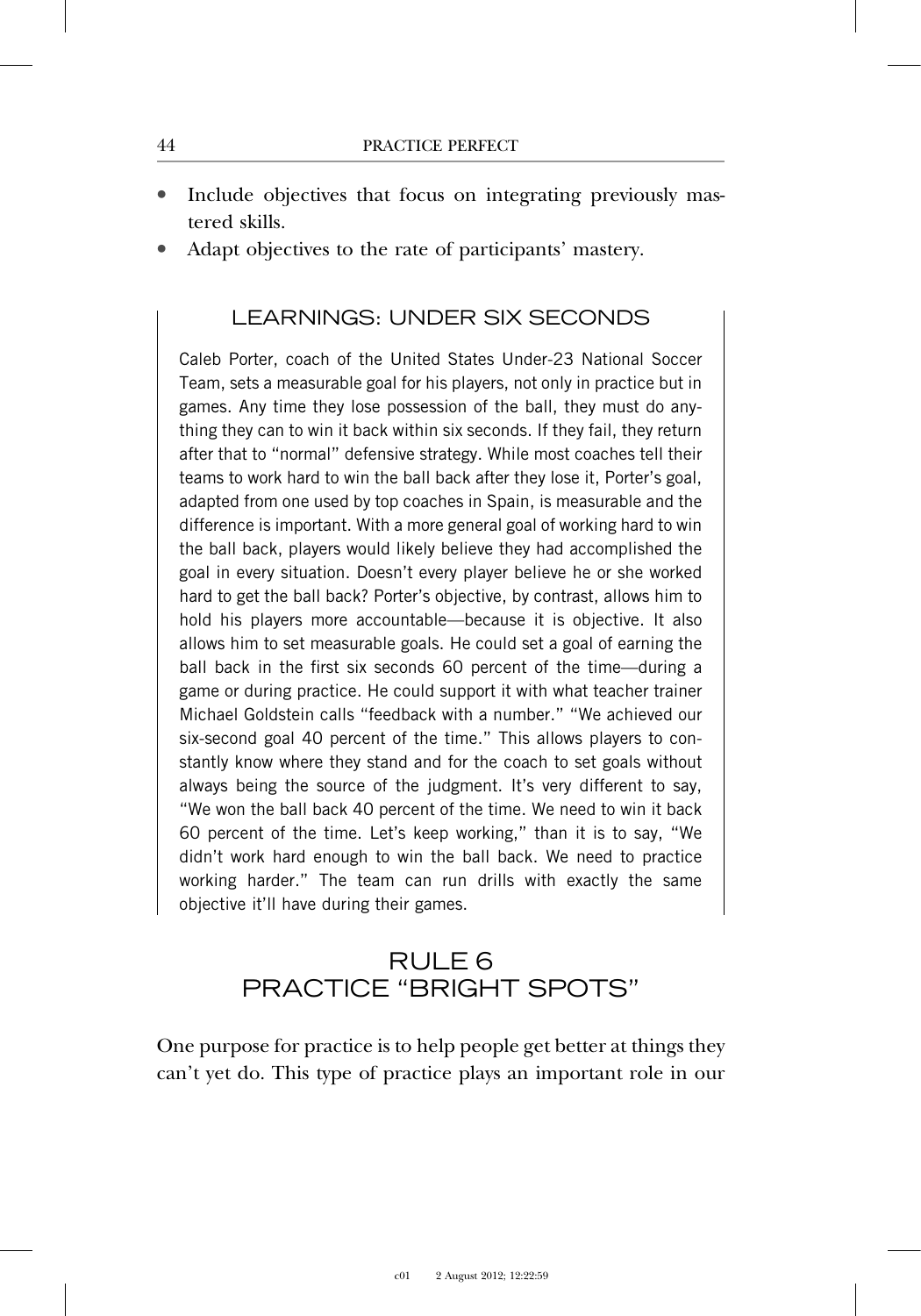- Include objectives that focus on integrating previously mastered skills.
- Adapt objectives to the rate of participants' mastery.

### LEARNINGS: UNDER SIX SECONDS

Caleb Porter, coach of the United States Under-23 National Soccer Team, sets a measurable goal for his players, not only in practice but in games. Any time they lose possession of the ball, they must do anything they can to win it back within six seconds. If they fail, they return after that to "normal" defensive strategy. While most coaches tell their teams to work hard to win the ball back after they lose it, Porter's goal, adapted from one used by top coaches in Spain, is measurable and the difference is important. With a more general goal of working hard to win the ball back, players would likely believe they had accomplished the goal in every situation. Doesn't every player believe he or she worked hard to get the ball back? Porter's objective, by contrast, allows him to hold his players more accountable—because it is objective. It also allows him to set measurable goals. He could set a goal of earning the ball back in the first six seconds 60 percent of the time—during a game or during practice. He could support it with what teacher trainer Michael Goldstein calls "feedback with a number." "We achieved our six-second goal 40 percent of the time." This allows players to constantly know where they stand and for the coach to set goals without always being the source of the judgment. It's very different to say, "We won the ball back 40 percent of the time. We need to win it back 60 percent of the time. Let's keep working," than it is to say, "We didn't work hard enough to win the ball back. We need to practice working harder." The team can run drills with exactly the same objective it'll have during their games.

## RULE 6
## PRACTICE "BRIGHT SPOTS"

One purpose for practice is to help people get better at things they can't yet do. This type of practice plays an important role in our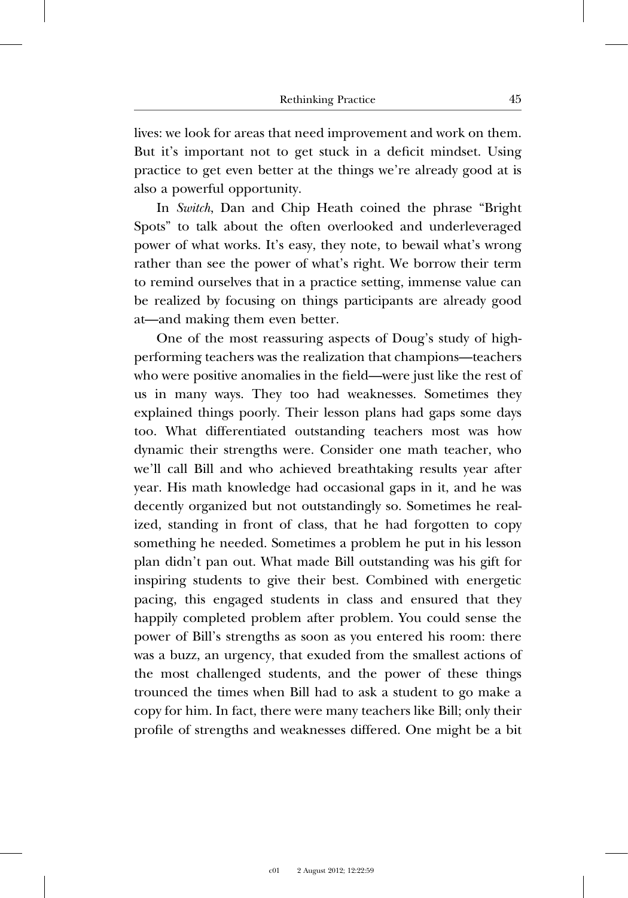lives: we look for areas that need improvement and work on them. But it's important not to get stuck in a deficit mindset. Using practice to get even better at the things we're already good at is also a powerful opportunity.

In *Switch*, Dan and Chip Heath coined the phrase "Bright Spots" to talk about the often overlooked and underleveraged power of what works. It's easy, they note, to bewail what's wrong rather than see the power of what's right. We borrow their term to remind ourselves that in a practice setting, immense value can be realized by focusing on things participants are already good at—and making them even better.

One of the most reassuring aspects of Doug's study of high-performing teachers was the realization that champions—teachers who were positive anomalies in the field—were just like the rest of us in many ways. They too had weaknesses. Sometimes they explained things poorly. Their lesson plans had gaps some days too. What differentiated outstanding teachers most was how dynamic their strengths were. Consider one math teacher, who we'll call Bill and who achieved breathtaking results year after year. His math knowledge had occasional gaps in it, and he was decently organized but not outstandingly so. Sometimes he realized, standing in front of class, that he had forgotten to copy something he needed. Sometimes a problem he put in his lesson plan didn't pan out. What made Bill outstanding was his gift for inspiring students to give their best. Combined with energetic pacing, this engaged students in class and ensured that they happily completed problem after problem. You could sense the power of Bill's strengths as soon as you entered his room: there was a buzz, an urgency, that exuded from the smallest actions of the most challenged students, and the power of these things trounced the times when Bill had to ask a student to go make a copy for him. In fact, there were many teachers like Bill; only their profile of strengths and weaknesses differed. One might be a bit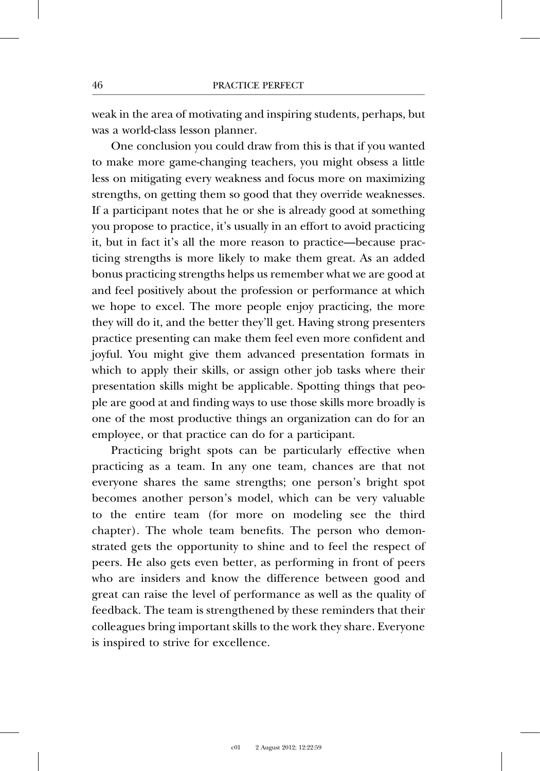weak in the area of motivating and inspiring students, perhaps, but was a world-class lesson planner.

One conclusion you could draw from this is that if you wanted to make more game-changing teachers, you might obsess a little less on mitigating every weakness and focus more on maximizing strengths, on getting them so good that they override weaknesses. If a participant notes that he or she is already good at something you propose to practice, it's usually in an effort to avoid practicing it, but in fact it's all the more reason to practice—because practicing strengths is more likely to make them great. As an added bonus practicing strengths helps us remember what we are good at and feel positively about the profession or performance at which we hope to excel. The more people enjoy practicing, the more they will do it, and the better they'll get. Having strong presenters practice presenting can make them feel even more confident and joyful. You might give them advanced presentation formats in which to apply their skills, or assign other job tasks where their presentation skills might be applicable. Spotting things that people are good at and finding ways to use those skills more broadly is one of the most productive things an organization can do for an employee, or that practice can do for a participant.

Practicing bright spots can be particularly effective when practicing as a team. In any one team, chances are that not everyone shares the same strengths; one person's bright spot becomes another person's model, which can be very valuable to the entire team (for more on modeling see the third chapter). The whole team benefits. The person who demonstrated gets the opportunity to shine and to feel the respect of peers. He also gets even better, as performing in front of peers who are insiders and know the difference between good and great can raise the level of performance as well as the quality of feedback. The team is strengthened by these reminders that their colleagues bring important skills to the work they share. Everyone is inspired to strive for excellence.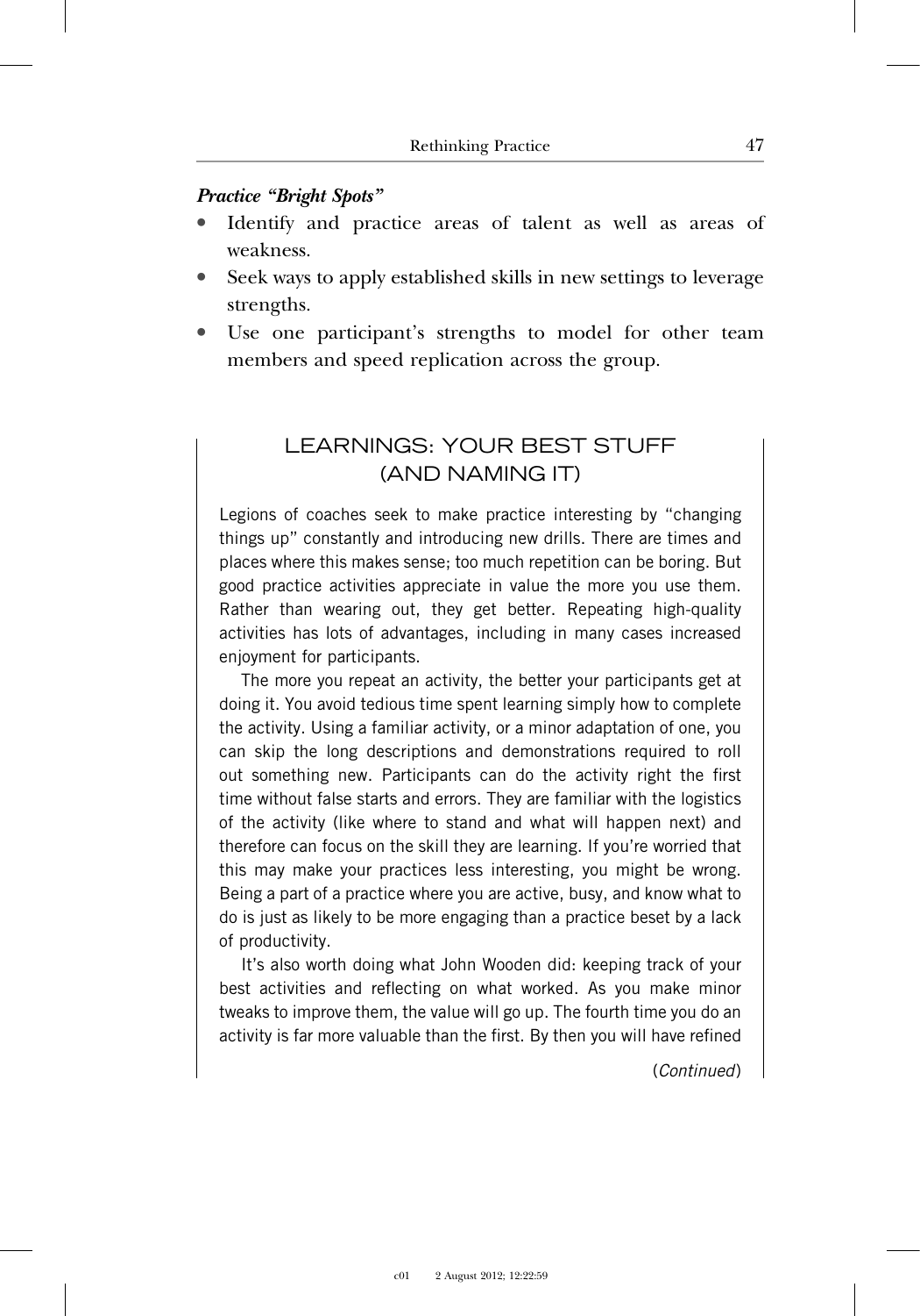***Practice "Bright Spots"***

- Identify and practice areas of talent as well as areas of weakness.
- Seek ways to apply established skills in new settings to leverage strengths.
- Use one participant's strengths to model for other team members and speed replication across the group.

## LEARNINGS: YOUR BEST STUFF (AND NAMING IT)

Legions of coaches seek to make practice interesting by "changing things up" constantly and introducing new drills. There are times and places where this makes sense; too much repetition can be boring. But good practice activities appreciate in value the more you use them. Rather than wearing out, they get better. Repeating high-quality activities has lots of advantages, including in many cases increased enjoyment for participants.

The more you repeat an activity, the better your participants get at doing it. You avoid tedious time spent learning simply how to complete the activity. Using a familiar activity, or a minor adaptation of one, you can skip the long descriptions and demonstrations required to roll out something new. Participants can do the activity right the first time without false starts and errors. They are familiar with the logistics of the activity (like where to stand and what will happen next) and therefore can focus on the skill they are learning. If you're worried that this may make your practices less interesting, you might be wrong. Being a part of a practice where you are active, busy, and know what to do is just as likely to be more engaging than a practice beset by a lack of productivity.

It's also worth doing what John Wooden did: keeping track of your best activities and reflecting on what worked. As you make minor tweaks to improve them, the value will go up. The fourth time you do an activity is far more valuable than the first. By then you will have refined

(*Continued*)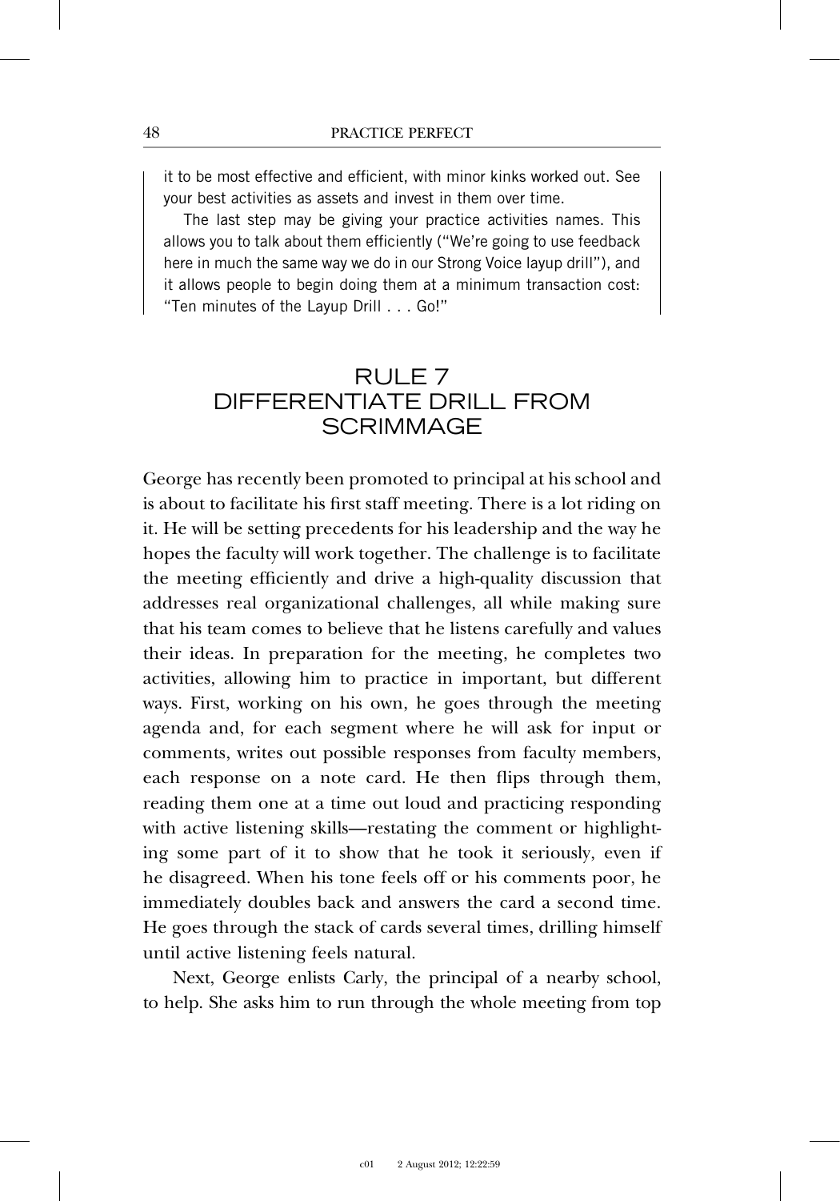it to be most effective and efficient, with minor kinks worked out. See your best activities as assets and invest in them over time.

The last step may be giving your practice activities names. This allows you to talk about them efficiently ("We're going to use feedback here in much the same way we do in our Strong Voice layup drill"), and it allows people to begin doing them at a minimum transaction cost: "Ten minutes of the Layup Drill . . . Go!"

## RULE 7 DIFFERENTIATE DRILL FROM SCRIMMAGE

George has recently been promoted to principal at his school and is about to facilitate his first staff meeting. There is a lot riding on it. He will be setting precedents for his leadership and the way he hopes the faculty will work together. The challenge is to facilitate the meeting efficiently and drive a high-quality discussion that addresses real organizational challenges, all while making sure that his team comes to believe that he listens carefully and values their ideas. In preparation for the meeting, he completes two activities, allowing him to practice in important, but different ways. First, working on his own, he goes through the meeting agenda and, for each segment where he will ask for input or comments, writes out possible responses from faculty members, each response on a note card. He then flips through them, reading them one at a time out loud and practicing responding with active listening skills—restating the comment or highlighting some part of it to show that he took it seriously, even if he disagreed. When his tone feels off or his comments poor, he immediately doubles back and answers the card a second time. He goes through the stack of cards several times, drilling himself until active listening feels natural.

Next, George enlists Carly, the principal of a nearby school, to help. She asks him to run through the whole meeting from top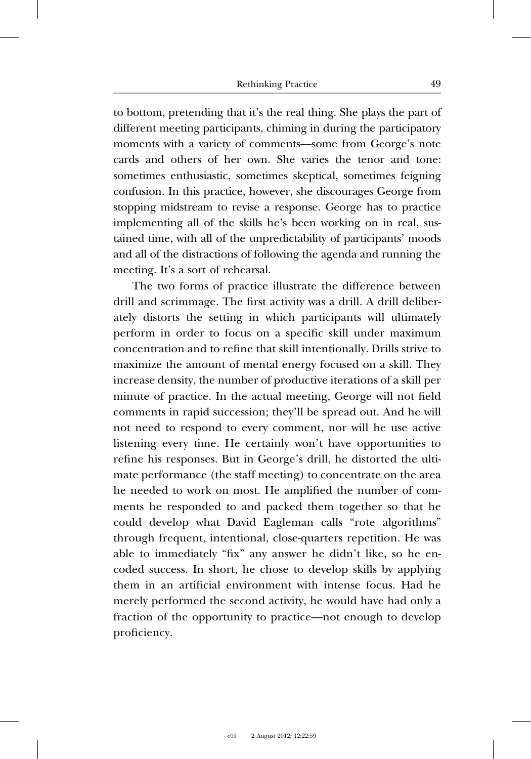to bottom, pretending that it's the real thing. She plays the part of different meeting participants, chiming in during the participatory moments with a variety of comments—some from George's note cards and others of her own. She varies the tenor and tone: sometimes enthusiastic, sometimes skeptical, sometimes feigning confusion. In this practice, however, she discourages George from stopping midstream to revise a response. George has to practice implementing all of the skills he's been working on in real, sustained time, with all of the unpredictability of participants' moods and all of the distractions of following the agenda and running the meeting. It's a sort of rehearsal.

The two forms of practice illustrate the difference between drill and scrimmage. The first activity was a drill. A drill deliberately distorts the setting in which participants will ultimately perform in order to focus on a specific skill under maximum concentration and to refine that skill intentionally. Drills strive to maximize the amount of mental energy focused on a skill. They increase density, the number of productive iterations of a skill per minute of practice. In the actual meeting, George will not field comments in rapid succession; they'll be spread out. And he will not need to respond to every comment, nor will he use active listening every time. He certainly won't have opportunities to refine his responses. But in George's drill, he distorted the ultimate performance (the staff meeting) to concentrate on the area he needed to work on most. He amplified the number of comments he responded to and packed them together so that he could develop what David Eagleman calls "rote algorithms" through frequent, intentional, close-quarters repetition. He was able to immediately "fix" any answer he didn't like, so he encoded success. In short, he chose to develop skills by applying them in an artificial environment with intense focus. Had he merely performed the second activity, he would have had only a fraction of the opportunity to practice—not enough to develop proficiency.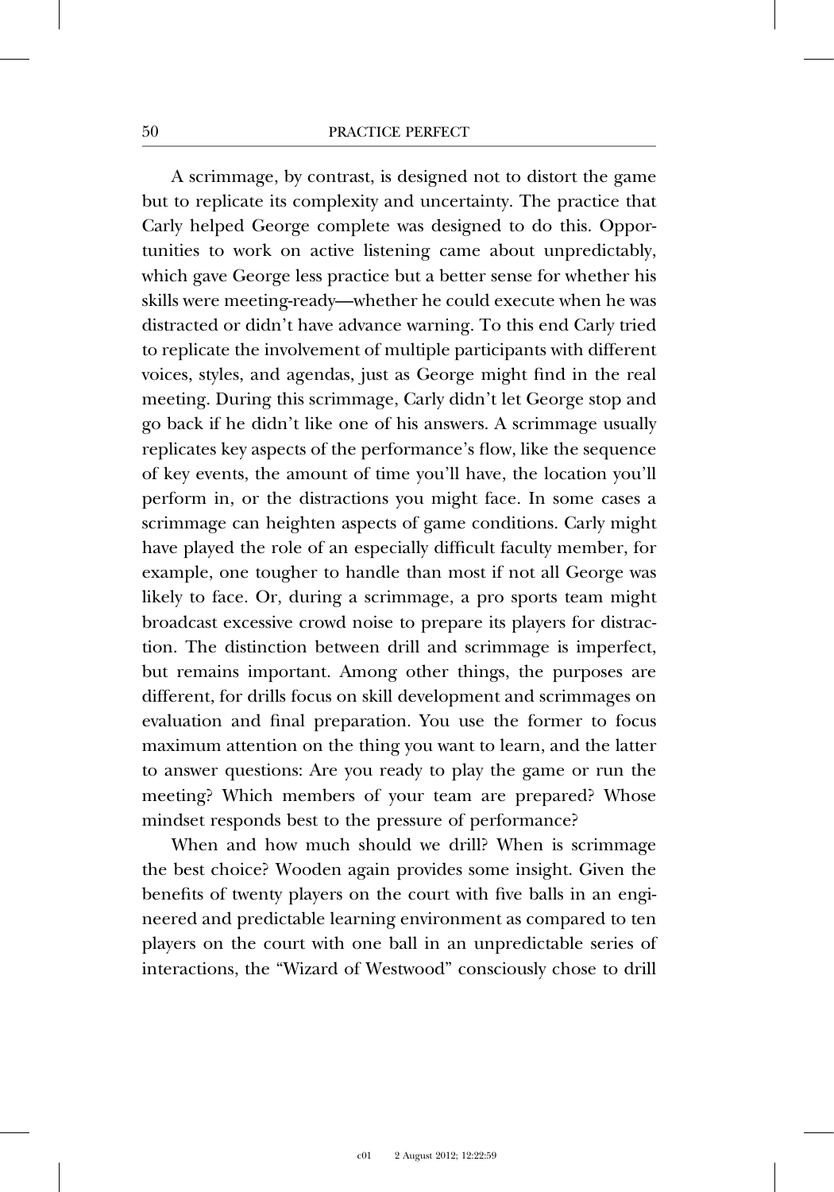A scrimmage, by contrast, is designed not to distort the game but to replicate its complexity and uncertainty. The practice that Carly helped George complete was designed to do this. Opportunities to work on active listening came about unpredictably, which gave George less practice but a better sense for whether his skills were meeting-ready—whether he could execute when he was distracted or didn't have advance warning. To this end Carly tried to replicate the involvement of multiple participants with different voices, styles, and agendas, just as George might find in the real meeting. During this scrimmage, Carly didn't let George stop and go back if he didn't like one of his answers. A scrimmage usually replicates key aspects of the performance's flow, like the sequence of key events, the amount of time you'll have, the location you'll perform in, or the distractions you might face. In some cases a scrimmage can heighten aspects of game conditions. Carly might have played the role of an especially difficult faculty member, for example, one tougher to handle than most if not all George was likely to face. Or, during a scrimmage, a pro sports team might broadcast excessive crowd noise to prepare its players for distraction. The distinction between drill and scrimmage is imperfect, but remains important. Among other things, the purposes are different, for drills focus on skill development and scrimmages on evaluation and final preparation. You use the former to focus maximum attention on the thing you want to learn, and the latter to answer questions: Are you ready to play the game or run the meeting? Which members of your team are prepared? Whose mindset responds best to the pressure of performance?

When and how much should we drill? When is scrimmage the best choice? Wooden again provides some insight. Given the benefits of twenty players on the court with five balls in an engineered and predictable learning environment as compared to ten players on the court with one ball in an unpredictable series of interactions, the "Wizard of Westwood" consciously chose to drill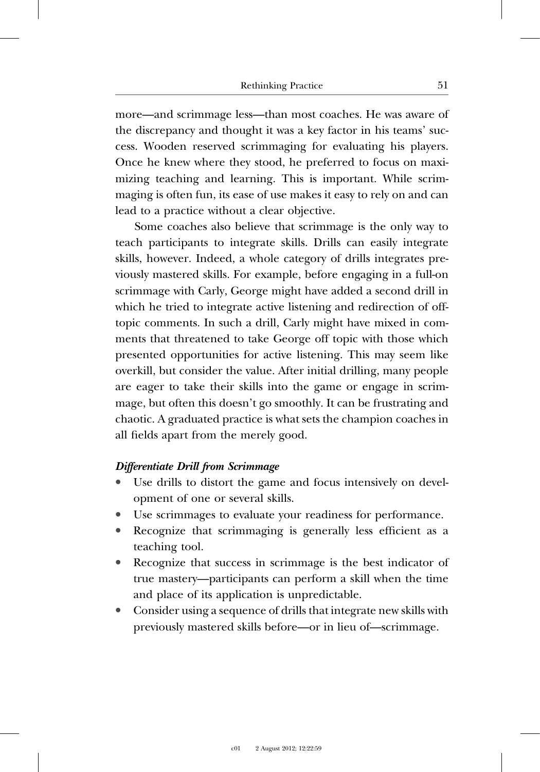more—and scrimmage less—than most coaches. He was aware of the discrepancy and thought it was a key factor in his teams' success. Wooden reserved scrimmaging for evaluating his players. Once he knew where they stood, he preferred to focus on maximizing teaching and learning. This is important. While scrimmaging is often fun, its ease of use makes it easy to rely on and can lead to a practice without a clear objective.

Some coaches also believe that scrimmage is the only way to teach participants to integrate skills. Drills can easily integrate skills, however. Indeed, a whole category of drills integrates previously mastered skills. For example, before engaging in a full-on scrimmage with Carly, George might have added a second drill in which he tried to integrate active listening and redirection of off-topic comments. In such a drill, Carly might have mixed in comments that threatened to take George off topic with those which presented opportunities for active listening. This may seem like overkill, but consider the value. After initial drilling, many people are eager to take their skills into the game or engage in scrimmage, but often this doesn't go smoothly. It can be frustrating and chaotic. A graduated practice is what sets the champion coaches in all fields apart from the merely good.

***Differentiate Drill from Scrimmage***

- Use drills to distort the game and focus intensively on development of one or several skills.
- Use scrimmages to evaluate your readiness for performance.
- Recognize that scrimmaging is generally less efficient as a teaching tool.
- Recognize that success in scrimmage is the best indicator of true mastery—participants can perform a skill when the time and place of its application is unpredictable.
- Consider using a sequence of drills that integrate new skills with previously mastered skills before—or in lieu of—scrimmage.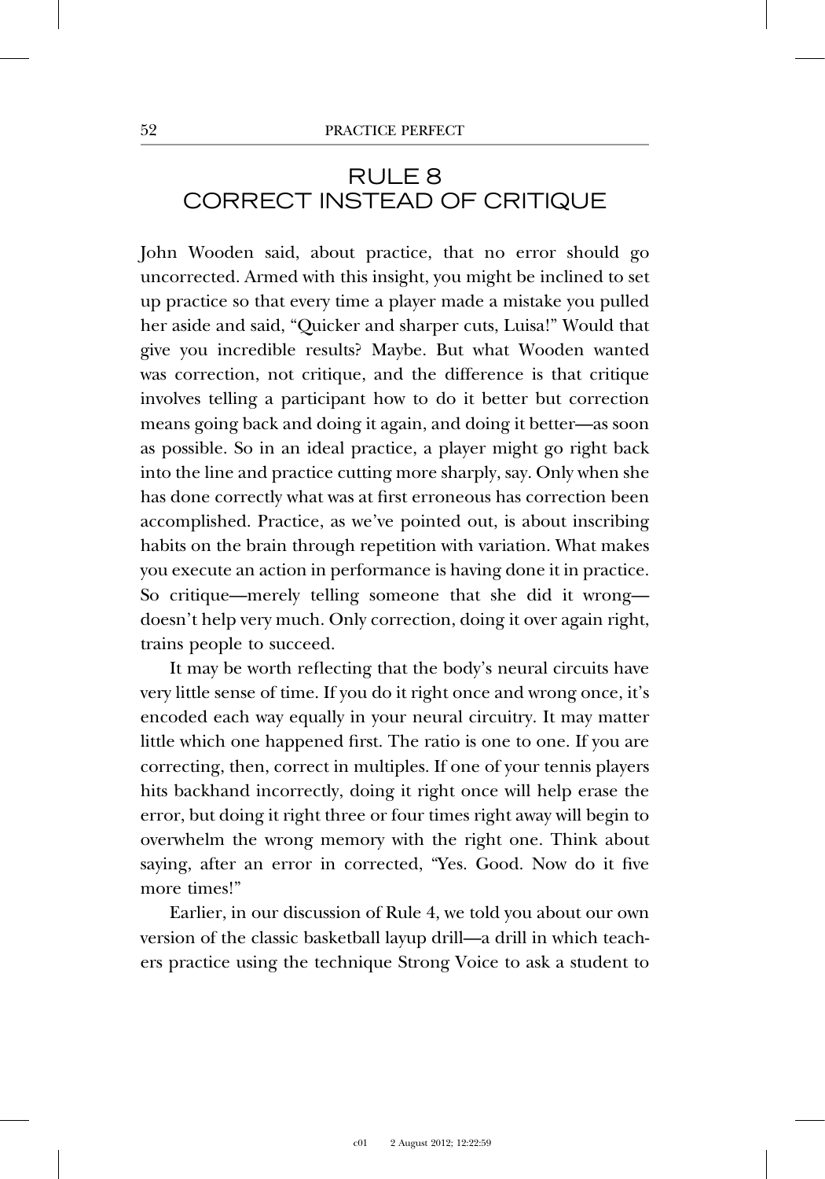# RULE 8
# CORRECT INSTEAD OF CRITIQUE

John Wooden said, about practice, that no error should go uncorrected. Armed with this insight, you might be inclined to set up practice so that every time a player made a mistake you pulled her aside and said, "Quicker and sharper cuts, Luisa!" Would that give you incredible results? Maybe. But what Wooden wanted was correction, not critique, and the difference is that critique involves telling a participant how to do it better but correction means going back and doing it again, and doing it better—as soon as possible. So in an ideal practice, a player might go right back into the line and practice cutting more sharply, say. Only when she has done correctly what was at first erroneous has correction been accomplished. Practice, as we've pointed out, is about inscribing habits on the brain through repetition with variation. What makes you execute an action in performance is having done it in practice. So critique—merely telling someone that she did it wrong—doesn't help very much. Only correction, doing it over again right, trains people to succeed.

It may be worth reflecting that the body's neural circuits have very little sense of time. If you do it right once and wrong once, it's encoded each way equally in your neural circuitry. It may matter little which one happened first. The ratio is one to one. If you are correcting, then, correct in multiples. If one of your tennis players hits backhand incorrectly, doing it right once will help erase the error, but doing it right three or four times right away will begin to overwhelm the wrong memory with the right one. Think about saying, after an error in corrected, "Yes. Good. Now do it five more times!"

Earlier, in our discussion of Rule 4, we told you about our own version of the classic basketball layup drill—a drill in which teachers practice using the technique Strong Voice to ask a student to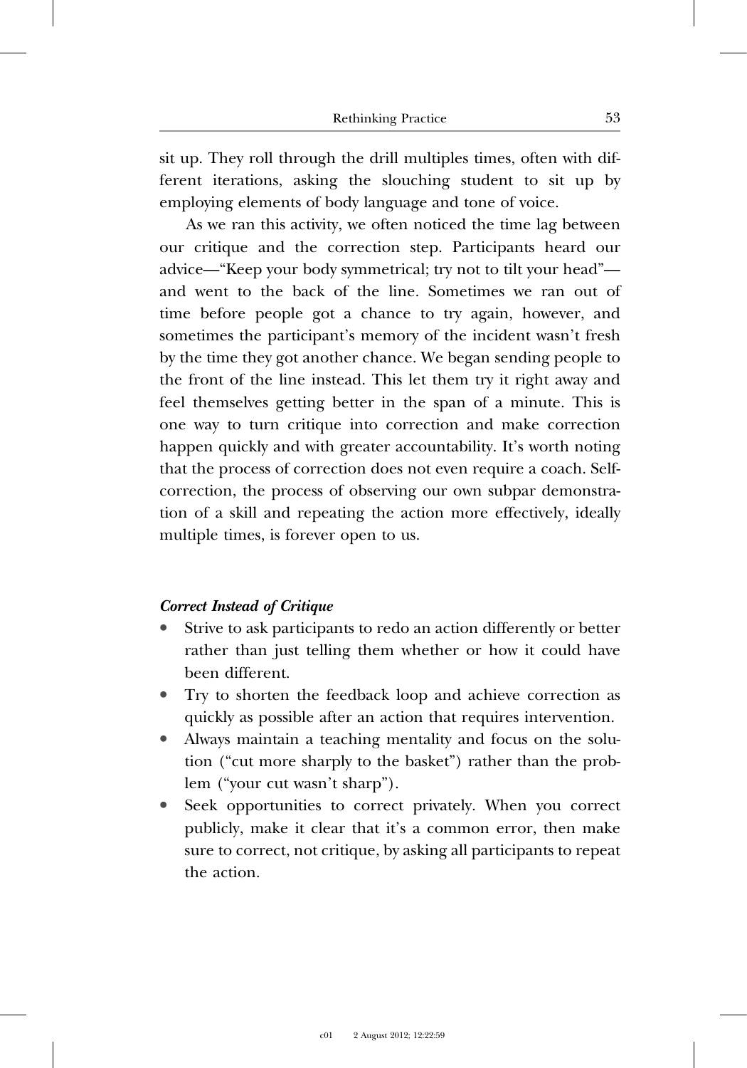sit up. They roll through the drill multiples times, often with different iterations, asking the slouching student to sit up by employing elements of body language and tone of voice.

As we ran this activity, we often noticed the time lag between our critique and the correction step. Participants heard our advice—"Keep your body symmetrical; try not to tilt your head"—and went to the back of the line. Sometimes we ran out of time before people got a chance to try again, however, and sometimes the participant's memory of the incident wasn't fresh by the time they got another chance. We began sending people to the front of the line instead. This let them try it right away and feel themselves getting better in the span of a minute. This is one way to turn critique into correction and make correction happen quickly and with greater accountability. It's worth noting that the process of correction does not even require a coach. Self-correction, the process of observing our own subpar demonstration of a skill and repeating the action more effectively, ideally multiple times, is forever open to us.

***Correct Instead of Critique***

- Strive to ask participants to redo an action differently or better rather than just telling them whether or how it could have been different.
- Try to shorten the feedback loop and achieve correction as quickly as possible after an action that requires intervention.
- Always maintain a teaching mentality and focus on the solution ("cut more sharply to the basket") rather than the problem ("your cut wasn't sharp").
- Seek opportunities to correct privately. When you correct publicly, make it clear that it's a common error, then make sure to correct, not critique, by asking all participants to repeat the action.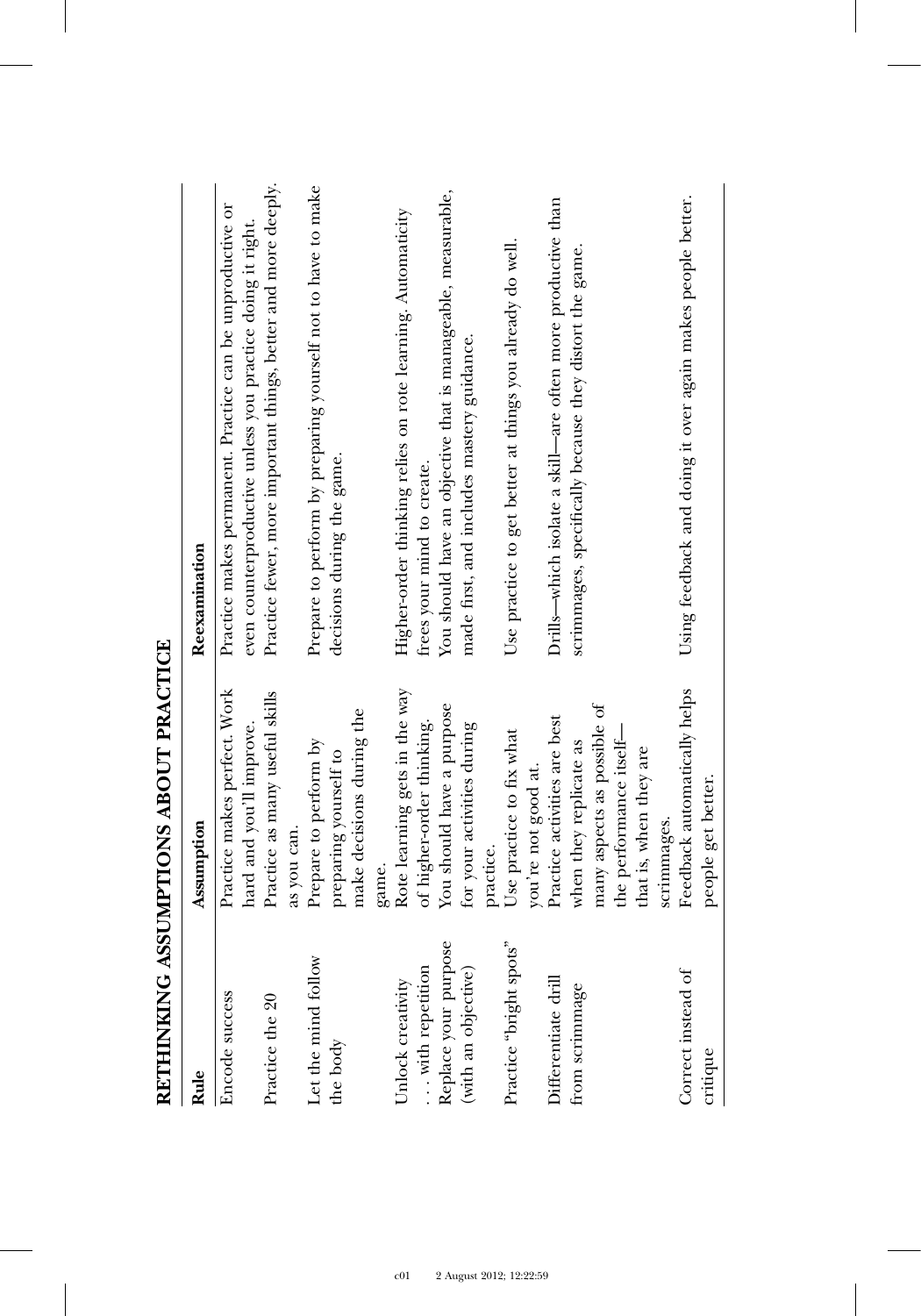# RETHINKING ASSUMPTIONS ABOUT PRACTICE

| Rule | Assumption | Reexamination |
|---|---|---|
| Encode success | Practice makes perfect. Work hard and you'll improve. | Practice makes permanent. Practice can be unproductive or even counterproductive unless you practice doing it right. |
| Practice the 20 | Practice as many useful skills as you can. | Practice fewer, more important things, better and more deeply. |
| Let the mind follow the body | Prepare to perform by preparing yourself to make decisions during the game. | Prepare to perform by preparing yourself not to have to make decisions during the game. |
| Unlock creativity . . . with repetition | Rote learning gets in the way of higher-order thinking. | Higher-order thinking relies on rote learning. Automaticity frees your mind to create. |
| Replace your purpose (with an objective) | You should have a purpose for your activities during practice. | You should have an objective that is manageable, measurable, made first, and includes mastery guidance. |
| Practice "bright spots" | Use practice to fix what you're not good at. | Use practice to get better at things you already do well. |
| Differentiate drill from scrimmage | Practice activities are best when they replicate as many aspects as possible of the performance itself—that is, when they are scrimmages. | Drills—which isolate a skill—are often more productive than scrimmages, specifically because they distort the game. |
| Correct instead of critique | Feedback automatically helps people get better. | Using feedback and doing it over again makes people better. |